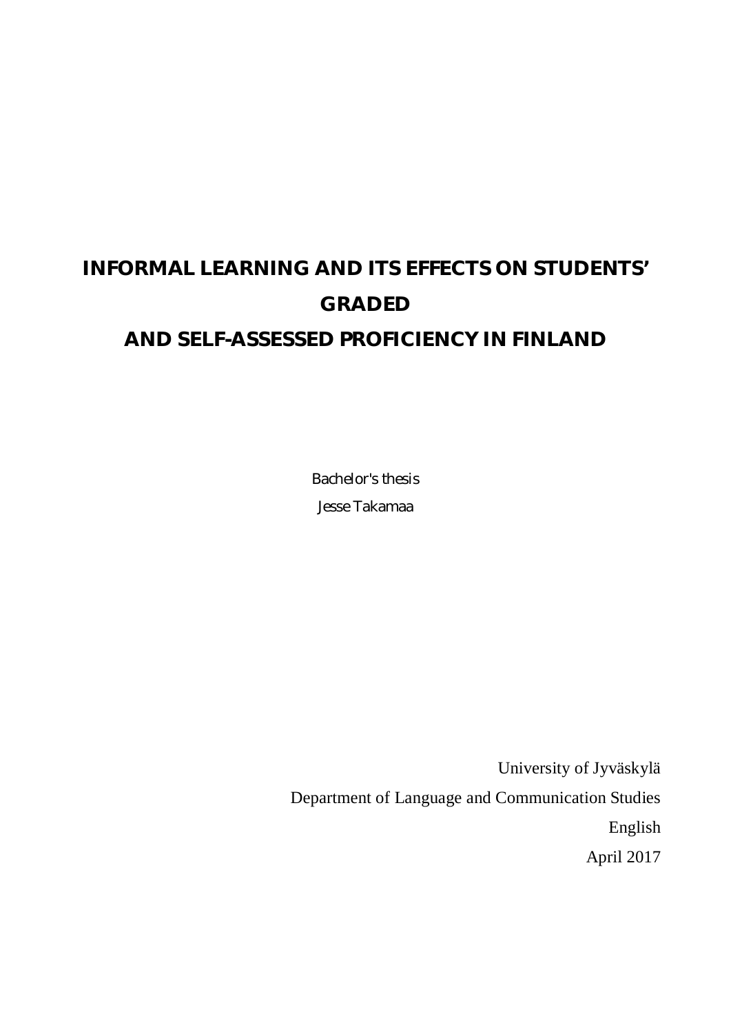# INFORMAL LEARNING AND ITS EFFECTS ON STUDENTS' GRADED AND SELF-ASSESSED PROFICIENCY IN FINLAND

Bachelor's thesis

Jesse Takamaa

University of Jyväskylä

Department of Language and Communication Studies

English

April 2017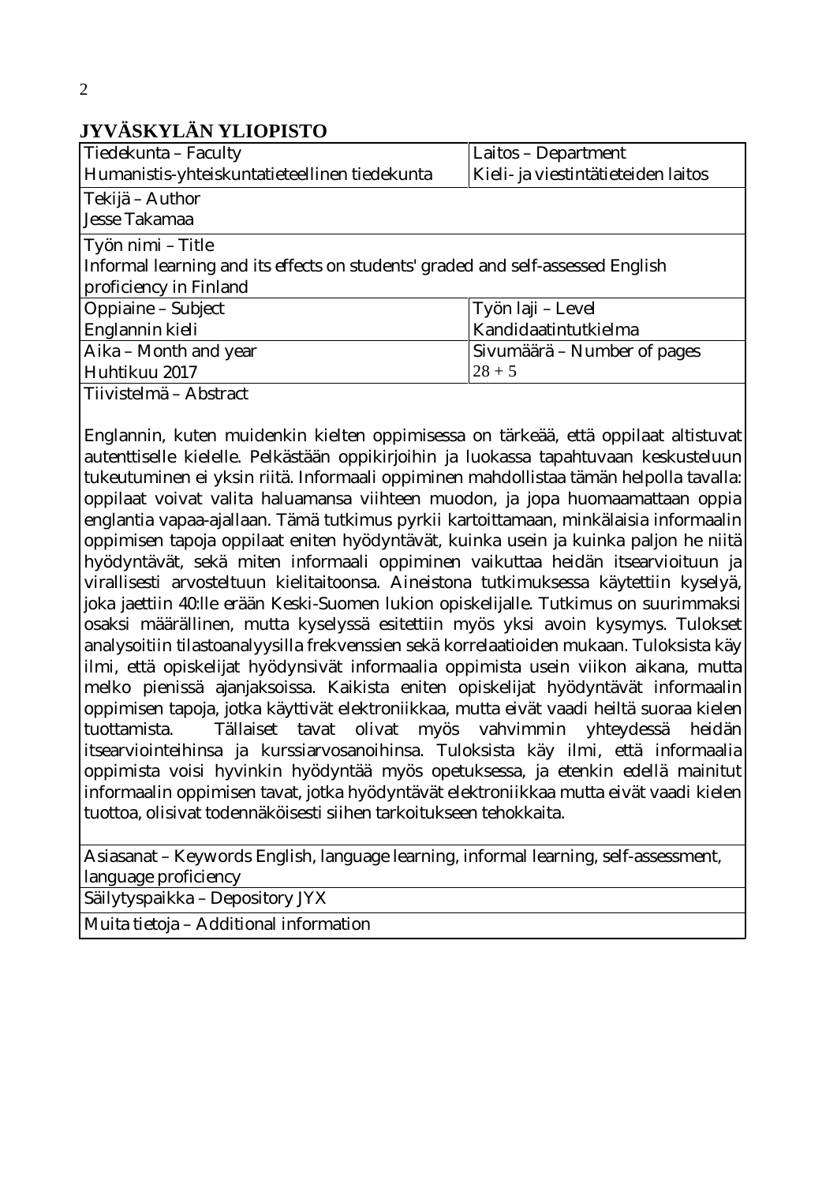**JYVÄSKYLÄN YLIOPISTO**

| Tiedekunta – Faculty<br>Humanistis-yhteiskuntatieteellinen tiedekunta | Laitos – Department<br>Kieli- ja viestintätieteiden laitos |
|---|---|
| Tekijä – Author<br>Jesse Takamaa | |
| Työn nimi – Title<br>Informal learning and its effects on students' graded and self-assessed English proficiency in Finland | |
| Oppiaine – Subject<br>Englannin kieli | Työn laji – Level<br>Kandidaatintutkielma |
| Aika – Month and year<br>Huhtikuu 2017 | Sivumäärä – Number of pages<br>28 + 5 |

Tiivistelmä – Abstract

Englannin, kuten muidenkin kielten oppimisessa on tärkeää, että oppilaat altistuvat autenttiselle kielelle. Pelkästään oppikirjoihin ja luokassa tapahtuvaan keskusteluun tukeutuminen ei yksin riitä. Informaali oppiminen mahdollistaa tämän helpolla tavalla: oppilaat voivat valita haluamansa viihteen muodon, ja jopa huomaamattaan oppia englantia vapaa-ajallaan. Tämä tutkimus pyrkii kartoittamaan, minkälaisia informaalin oppimisen tapoja oppilaat eniten hyödyntävät, kuinka usein ja kuinka paljon he niitä hyödyntävät, sekä miten informaali oppiminen vaikuttaa heidän itsearvioituun ja virallisesti arvosteltuun kielitaitoonsa. Aineistona tutkimuksessa käytettiin kyselyä, joka jaettiin 40:lle erään Keski-Suomen lukion opiskelijalle. Tutkimus on suurimmaksi osaksi määrällinen, mutta kyselyssä esitettiin myös yksi avoin kysymys. Tulokset analysoitiin tilastoanalyysilla frekvenssien sekä korrelaatioiden mukaan. Tuloksista käy ilmi, että opiskelijat hyödynsivät informaalia oppimista usein viikon aikana, mutta melko pienissä ajanjaksoissa. Kaikista eniten opiskelijat hyödyntävät informaalin oppimisen tapoja, jotka käyttivät elektroniikkaa, mutta eivät vaadi heiltä suoraa kielen tuottamista. Tällaiset tavat olivat myös vahvimmin yhteydessä heidän itsearviointeihinsa ja kurssiarvosanoihinsa. Tuloksista käy ilmi, että informaalia oppimista voisi hyvinkin hyödyntää myös opetuksessa, ja etenkin edellä mainitut informaalin oppimisen tavat, jotka hyödyntävät elektroniikkaa mutta eivät vaadi kielen tuottoa, olisivat todennäköisesti siihen tarkoitukseen tehokkaita.

Asiasanat – Keywords English, language learning, informal learning, self-assessment, language proficiency

Säilytyspaikka – Depository JYX

Muita tietoja – Additional information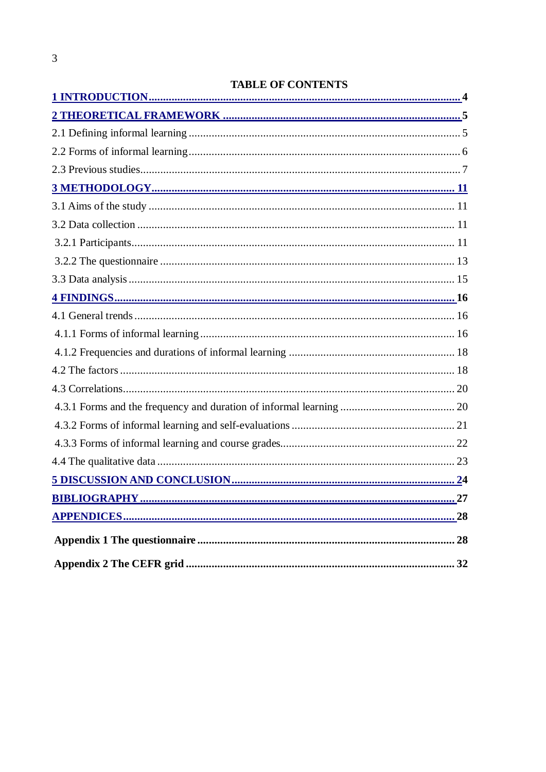# TABLE OF CONTENTS

**1 INTRODUCTION** ........................................................................................................ **4**

**2 THEORETICAL FRAMEWORK** ..................................................................................... **5**

2.1 Defining informal learning ............................................................................................ 5

2.2 Forms of informal learning ........................................................................................... 6

2.3 Previous studies .............................................................................................................. 7

**3 METHODOLOGY** ........................................................................................................ **11**

3.1 Aims of the study .......................................................................................................... 11

3.2 Data collection .............................................................................................................. 11

3.2.1 Participants ................................................................................................................ 11

3.2.2 The questionnaire ...................................................................................................... 13

3.3 Data analysis ................................................................................................................. 15

**4 FINDINGS** ..................................................................................................................... **16**

4.1 General trends ............................................................................................................... 16

4.1.1 Forms of informal learning ........................................................................................ 16

4.1.2 Frequencies and durations of informal learning ........................................................ 18

4.2 The factors .................................................................................................................... 18

4.3 Correlations ................................................................................................................... 20

4.3.1 Forms and the frequency and duration of informal learning ...................................... 20

4.3.2 Forms of informal learning and self-evaluations ........................................................ 21

4.3.3 Forms of informal learning and course grades ............................................................ 22

4.4 The qualitative data ....................................................................................................... 23

**5 DISCUSSION AND CONCLUSION** ................................................................................ **24**

**BIBLIOGRAPHY** ................................................................................................................ **27**

**APPENDICES** ..................................................................................................................... **28**

**Appendix 1 The questionnaire** ........................................................................................... **28**

**Appendix 2 The CEFR grid** ................................................................................................ **32**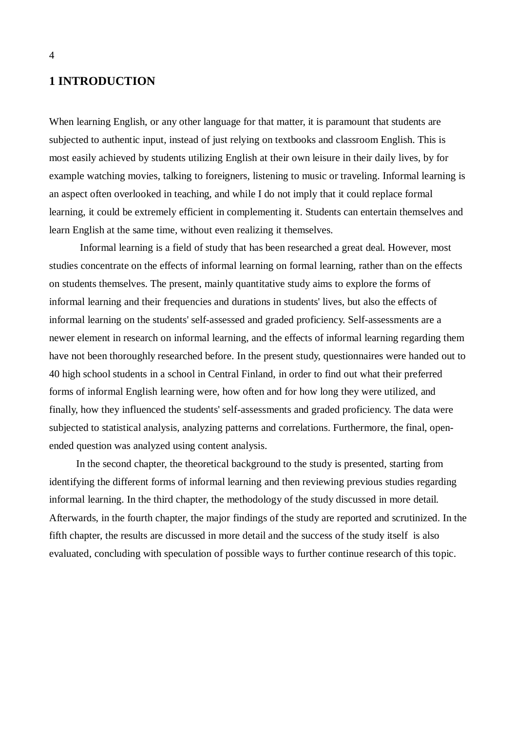# 1 INTRODUCTION

When learning English, or any other language for that matter, it is paramount that students are subjected to authentic input, instead of just relying on textbooks and classroom English. This is most easily achieved by students utilizing English at their own leisure in their daily lives, by for example watching movies, talking to foreigners, listening to music or traveling. Informal learning is an aspect often overlooked in teaching, and while I do not imply that it could replace formal learning, it could be extremely efficient in complementing it. Students can entertain themselves and learn English at the same time, without even realizing it themselves.

Informal learning is a field of study that has been researched a great deal. However, most studies concentrate on the effects of informal learning on formal learning, rather than on the effects on students themselves. The present, mainly quantitative study aims to explore the forms of informal learning and their frequencies and durations in students' lives, but also the effects of informal learning on the students' self-assessed and graded proficiency. Self-assessments are a newer element in research on informal learning, and the effects of informal learning regarding them have not been thoroughly researched before. In the present study, questionnaires were handed out to 40 high school students in a school in Central Finland, in order to find out what their preferred forms of informal English learning were, how often and for how long they were utilized, and finally, how they influenced the students' self-assessments and graded proficiency. The data were subjected to statistical analysis, analyzing patterns and correlations. Furthermore, the final, open-ended question was analyzed using content analysis.

In the second chapter, the theoretical background to the study is presented, starting from identifying the different forms of informal learning and then reviewing previous studies regarding informal learning. In the third chapter, the methodology of the study discussed in more detail. Afterwards, in the fourth chapter, the major findings of the study are reported and scrutinized. In the fifth chapter, the results are discussed in more detail and the success of the study itself is also evaluated, concluding with speculation of possible ways to further continue research of this topic.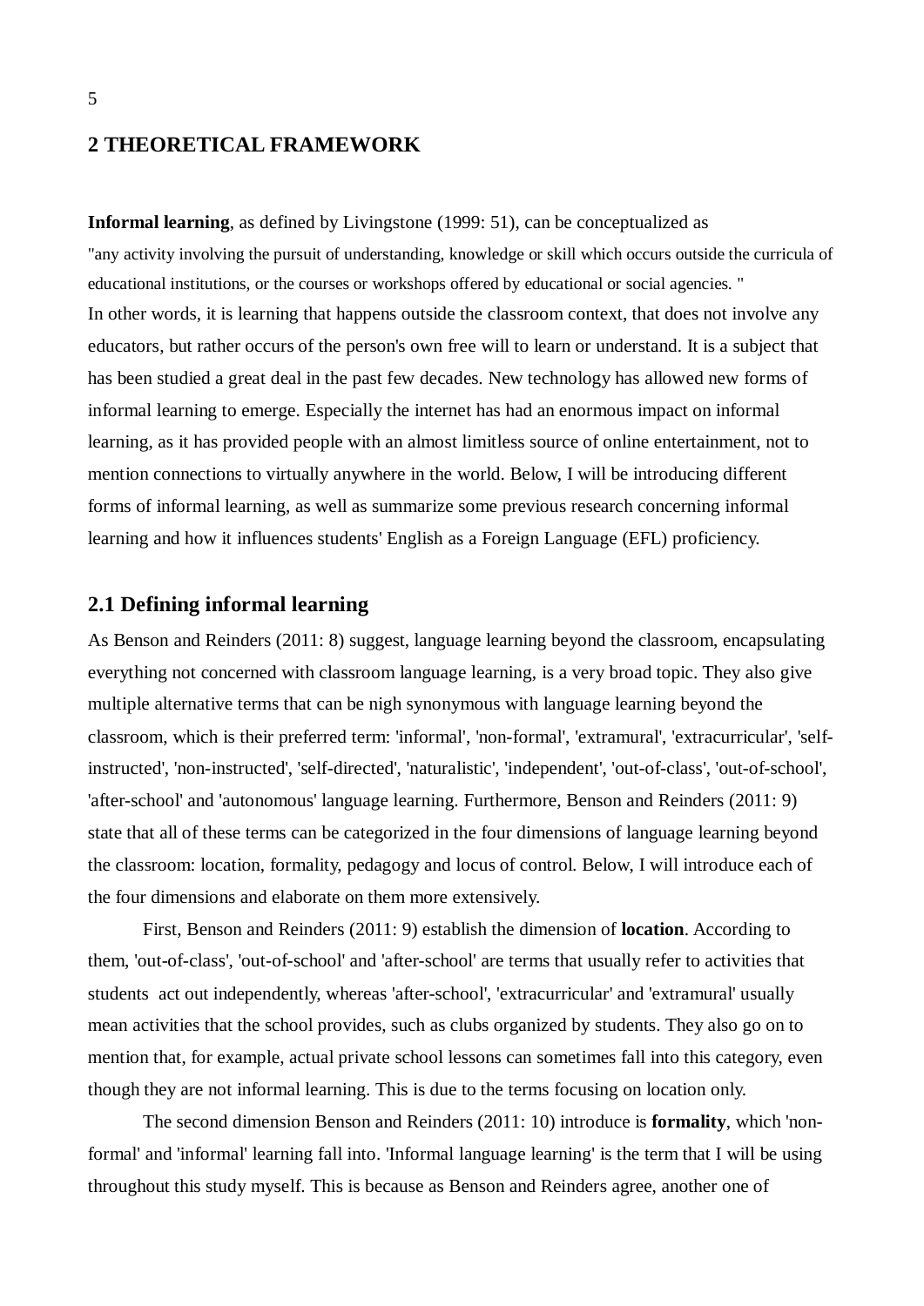# 2 THEORETICAL FRAMEWORK

**Informal learning**, as defined by Livingstone (1999: 51), can be conceptualized as

"any activity involving the pursuit of understanding, knowledge or skill which occurs outside the curricula of educational institutions, or the courses or workshops offered by educational or social agencies. "

In other words, it is learning that happens outside the classroom context, that does not involve any educators, but rather occurs of the person's own free will to learn or understand. It is a subject that has been studied a great deal in the past few decades. New technology has allowed new forms of informal learning to emerge. Especially the internet has had an enormous impact on informal learning, as it has provided people with an almost limitless source of online entertainment, not to mention connections to virtually anywhere in the world. Below, I will be introducing different forms of informal learning, as well as summarize some previous research concerning informal learning and how it influences students' English as a Foreign Language (EFL) proficiency.

## 2.1 Defining informal learning

As Benson and Reinders (2011: 8) suggest, language learning beyond the classroom, encapsulating everything not concerned with classroom language learning, is a very broad topic. They also give multiple alternative terms that can be nigh synonymous with language learning beyond the classroom, which is their preferred term: 'informal', 'non-formal', 'extramural', 'extracurricular', 'self-instructed', 'non-instructed', 'self-directed', 'naturalistic', 'independent', 'out-of-class', 'out-of-school', 'after-school' and 'autonomous' language learning. Furthermore, Benson and Reinders (2011: 9) state that all of these terms can be categorized in the four dimensions of language learning beyond the classroom: location, formality, pedagogy and locus of control. Below, I will introduce each of the four dimensions and elaborate on them more extensively.

First, Benson and Reinders (2011: 9) establish the dimension of **location**. According to them, 'out-of-class', 'out-of-school' and 'after-school' are terms that usually refer to activities that students act out independently, whereas 'after-school', 'extracurricular' and 'extramural' usually mean activities that the school provides, such as clubs organized by students. They also go on to mention that, for example, actual private school lessons can sometimes fall into this category, even though they are not informal learning. This is due to the terms focusing on location only.

The second dimension Benson and Reinders (2011: 10) introduce is **formality**, which 'non-formal' and 'informal' learning fall into. 'Informal language learning' is the term that I will be using throughout this study myself. This is because as Benson and Reinders agree, another one of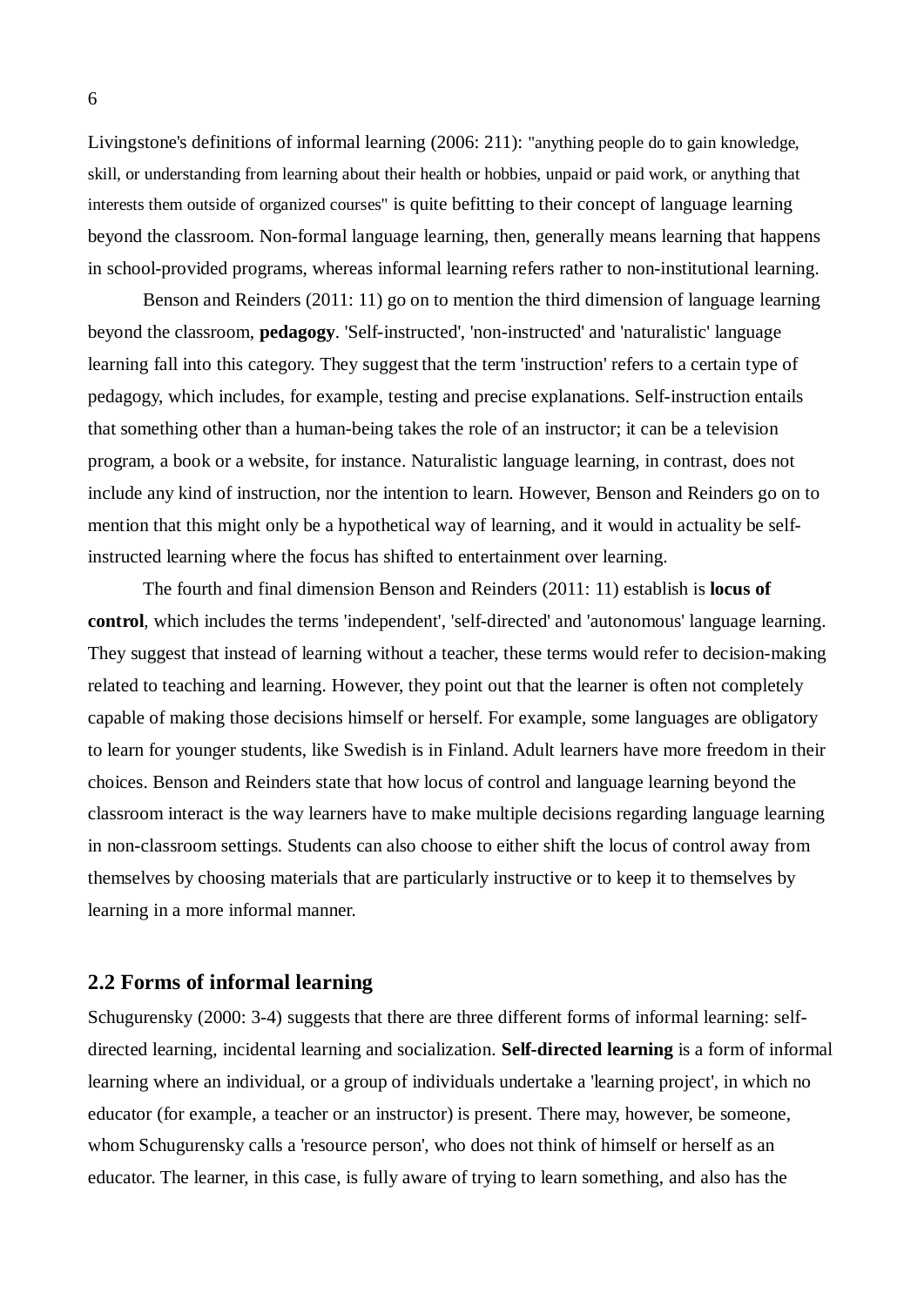Livingstone's definitions of informal learning (2006: 211): "anything people do to gain knowledge, skill, or understanding from learning about their health or hobbies, unpaid or paid work, or anything that interests them outside of organized courses" is quite befitting to their concept of language learning beyond the classroom. Non-formal language learning, then, generally means learning that happens in school-provided programs, whereas informal learning refers rather to non-institutional learning.

Benson and Reinders (2011: 11) go on to mention the third dimension of language learning beyond the classroom, **pedagogy**. 'Self-instructed', 'non-instructed' and 'naturalistic' language learning fall into this category. They suggest that the term 'instruction' refers to a certain type of pedagogy, which includes, for example, testing and precise explanations. Self-instruction entails that something other than a human-being takes the role of an instructor; it can be a television program, a book or a website, for instance. Naturalistic language learning, in contrast, does not include any kind of instruction, nor the intention to learn. However, Benson and Reinders go on to mention that this might only be a hypothetical way of learning, and it would in actuality be self-instructed learning where the focus has shifted to entertainment over learning.

The fourth and final dimension Benson and Reinders (2011: 11) establish is **locus of control**, which includes the terms 'independent', 'self-directed' and 'autonomous' language learning. They suggest that instead of learning without a teacher, these terms would refer to decision-making related to teaching and learning. However, they point out that the learner is often not completely capable of making those decisions himself or herself. For example, some languages are obligatory to learn for younger students, like Swedish is in Finland. Adult learners have more freedom in their choices. Benson and Reinders state that how locus of control and language learning beyond the classroom interact is the way learners have to make multiple decisions regarding language learning in non-classroom settings. Students can also choose to either shift the locus of control away from themselves by choosing materials that are particularly instructive or to keep it to themselves by learning in a more informal manner.

## 2.2 Forms of informal learning

Schugurensky (2000: 3-4) suggests that there are three different forms of informal learning: self-directed learning, incidental learning and socialization. **Self-directed learning** is a form of informal learning where an individual, or a group of individuals undertake a 'learning project', in which no educator (for example, a teacher or an instructor) is present. There may, however, be someone, whom Schugurensky calls a 'resource person', who does not think of himself or herself as an educator. The learner, in this case, is fully aware of trying to learn something, and also has the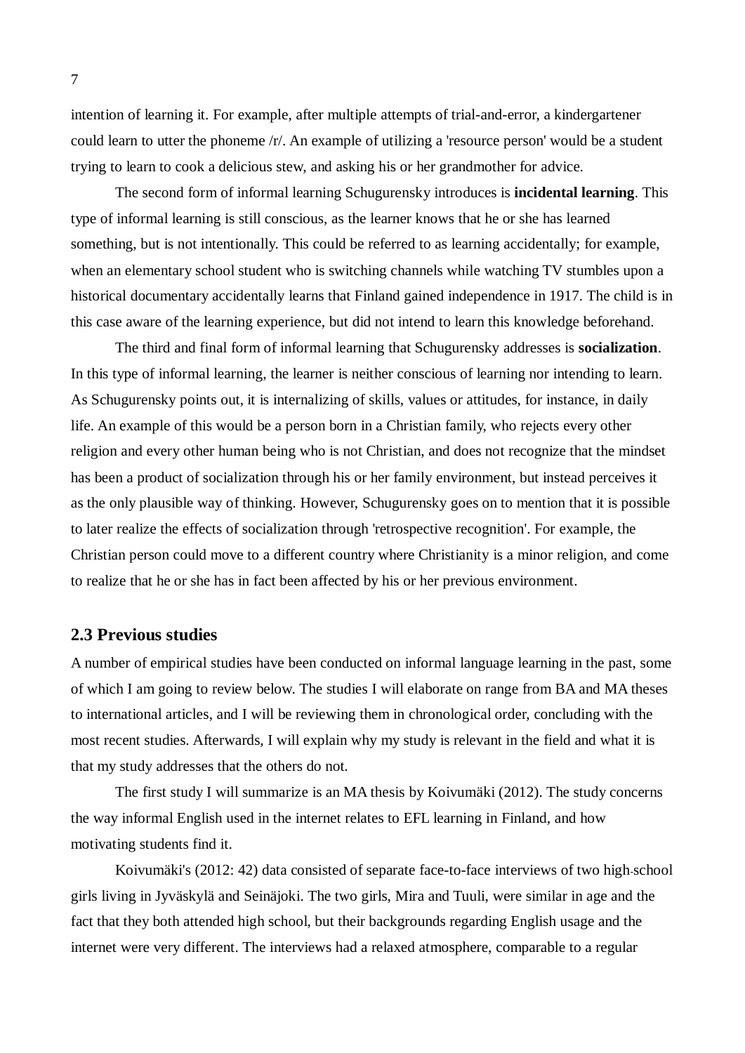intention of learning it. For example, after multiple attempts of trial-and-error, a kindergartener could learn to utter the phoneme /r/. An example of utilizing a 'resource person' would be a student trying to learn to cook a delicious stew, and asking his or her grandmother for advice.

The second form of informal learning Schugurensky introduces is **incidental learning**. This type of informal learning is still conscious, as the learner knows that he or she has learned something, but is not intentionally. This could be referred to as learning accidentally; for example, when an elementary school student who is switching channels while watching TV stumbles upon a historical documentary accidentally learns that Finland gained independence in 1917. The child is in this case aware of the learning experience, but did not intend to learn this knowledge beforehand.

The third and final form of informal learning that Schugurensky addresses is **socialization**. In this type of informal learning, the learner is neither conscious of learning nor intending to learn. As Schugurensky points out, it is internalizing of skills, values or attitudes, for instance, in daily life. An example of this would be a person born in a Christian family, who rejects every other religion and every other human being who is not Christian, and does not recognize that the mindset has been a product of socialization through his or her family environment, but instead perceives it as the only plausible way of thinking. However, Schugurensky goes on to mention that it is possible to later realize the effects of socialization through 'retrospective recognition'. For example, the Christian person could move to a different country where Christianity is a minor religion, and come to realize that he or she has in fact been affected by his or her previous environment.

## 2.3 Previous studies

A number of empirical studies have been conducted on informal language learning in the past, some of which I am going to review below. The studies I will elaborate on range from BA and MA theses to international articles, and I will be reviewing them in chronological order, concluding with the most recent studies. Afterwards, I will explain why my study is relevant in the field and what it is that my study addresses that the others do not.

The first study I will summarize is an MA thesis by Koivumäki (2012). The study concerns the way informal English used in the internet relates to EFL learning in Finland, and how motivating students find it.

Koivumäki's (2012: 42) data consisted of separate face-to-face interviews of two high-school girls living in Jyväskylä and Seinäjoki. The two girls, Mira and Tuuli, were similar in age and the fact that they both attended high school, but their backgrounds regarding English usage and the internet were very different. The interviews had a relaxed atmosphere, comparable to a regular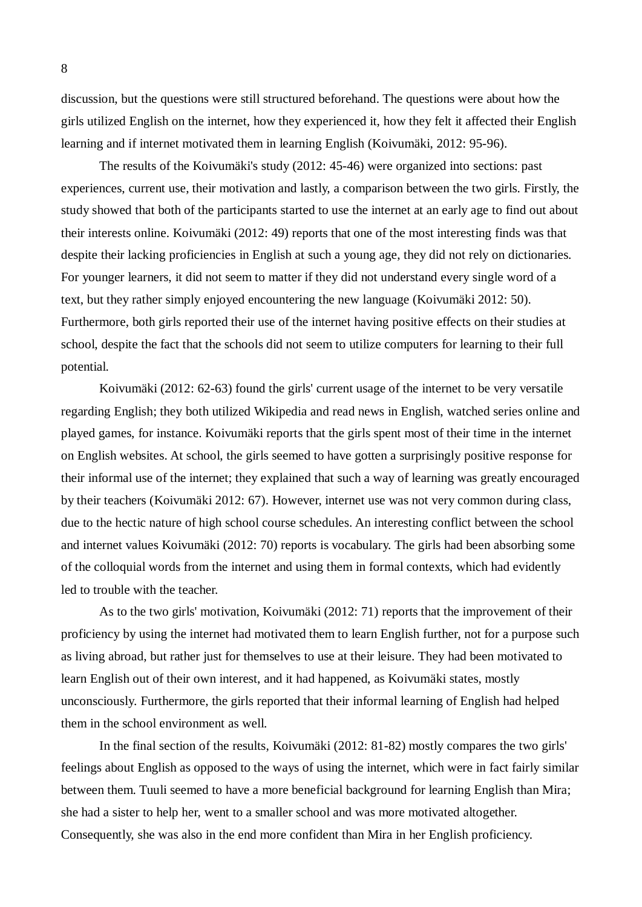discussion, but the questions were still structured beforehand. The questions were about how the girls utilized English on the internet, how they experienced it, how they felt it affected their English learning and if internet motivated them in learning English (Koivumäki, 2012: 95-96).

The results of the Koivumäki's study (2012: 45-46) were organized into sections: past experiences, current use, their motivation and lastly, a comparison between the two girls. Firstly, the study showed that both of the participants started to use the internet at an early age to find out about their interests online. Koivumäki (2012: 49) reports that one of the most interesting finds was that despite their lacking proficiencies in English at such a young age, they did not rely on dictionaries. For younger learners, it did not seem to matter if they did not understand every single word of a text, but they rather simply enjoyed encountering the new language (Koivumäki 2012: 50). Furthermore, both girls reported their use of the internet having positive effects on their studies at school, despite the fact that the schools did not seem to utilize computers for learning to their full potential.

Koivumäki (2012: 62-63) found the girls' current usage of the internet to be very versatile regarding English; they both utilized Wikipedia and read news in English, watched series online and played games, for instance. Koivumäki reports that the girls spent most of their time in the internet on English websites. At school, the girls seemed to have gotten a surprisingly positive response for their informal use of the internet; they explained that such a way of learning was greatly encouraged by their teachers (Koivumäki 2012: 67). However, internet use was not very common during class, due to the hectic nature of high school course schedules. An interesting conflict between the school and internet values Koivumäki (2012: 70) reports is vocabulary. The girls had been absorbing some of the colloquial words from the internet and using them in formal contexts, which had evidently led to trouble with the teacher.

As to the two girls' motivation, Koivumäki (2012: 71) reports that the improvement of their proficiency by using the internet had motivated them to learn English further, not for a purpose such as living abroad, but rather just for themselves to use at their leisure. They had been motivated to learn English out of their own interest, and it had happened, as Koivumäki states, mostly unconsciously. Furthermore, the girls reported that their informal learning of English had helped them in the school environment as well.

In the final section of the results, Koivumäki (2012: 81-82) mostly compares the two girls' feelings about English as opposed to the ways of using the internet, which were in fact fairly similar between them. Tuuli seemed to have a more beneficial background for learning English than Mira; she had a sister to help her, went to a smaller school and was more motivated altogether. Consequently, she was also in the end more confident than Mira in her English proficiency.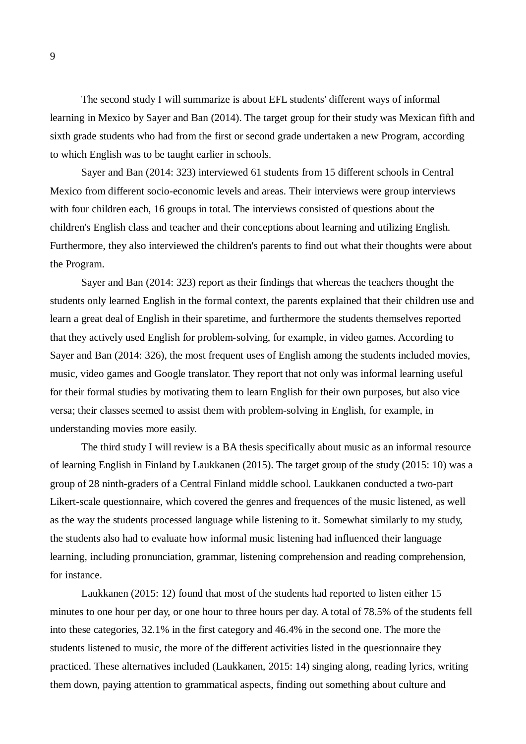The second study I will summarize is about EFL students' different ways of informal learning in Mexico by Sayer and Ban (2014). The target group for their study was Mexican fifth and sixth grade students who had from the first or second grade undertaken a new Program, according to which English was to be taught earlier in schools.

Sayer and Ban (2014: 323) interviewed 61 students from 15 different schools in Central Mexico from different socio-economic levels and areas. Their interviews were group interviews with four children each, 16 groups in total. The interviews consisted of questions about the children's English class and teacher and their conceptions about learning and utilizing English. Furthermore, they also interviewed the children's parents to find out what their thoughts were about the Program.

Sayer and Ban (2014: 323) report as their findings that whereas the teachers thought the students only learned English in the formal context, the parents explained that their children use and learn a great deal of English in their sparetime, and furthermore the students themselves reported that they actively used English for problem-solving, for example, in video games. According to Sayer and Ban (2014: 326), the most frequent uses of English among the students included movies, music, video games and Google translator. They report that not only was informal learning useful for their formal studies by motivating them to learn English for their own purposes, but also vice versa; their classes seemed to assist them with problem-solving in English, for example, in understanding movies more easily.

The third study I will review is a BA thesis specifically about music as an informal resource of learning English in Finland by Laukkanen (2015). The target group of the study (2015: 10) was a group of 28 ninth-graders of a Central Finland middle school. Laukkanen conducted a two-part Likert-scale questionnaire, which covered the genres and frequences of the music listened, as well as the way the students processed language while listening to it. Somewhat similarly to my study, the students also had to evaluate how informal music listening had influenced their language learning, including pronunciation, grammar, listening comprehension and reading comprehension, for instance.

Laukkanen (2015: 12) found that most of the students had reported to listen either 15 minutes to one hour per day, or one hour to three hours per day. A total of 78.5% of the students fell into these categories, 32.1% in the first category and 46.4% in the second one. The more the students listened to music, the more of the different activities listed in the questionnaire they practiced. These alternatives included (Laukkanen, 2015: 14) singing along, reading lyrics, writing them down, paying attention to grammatical aspects, finding out something about culture and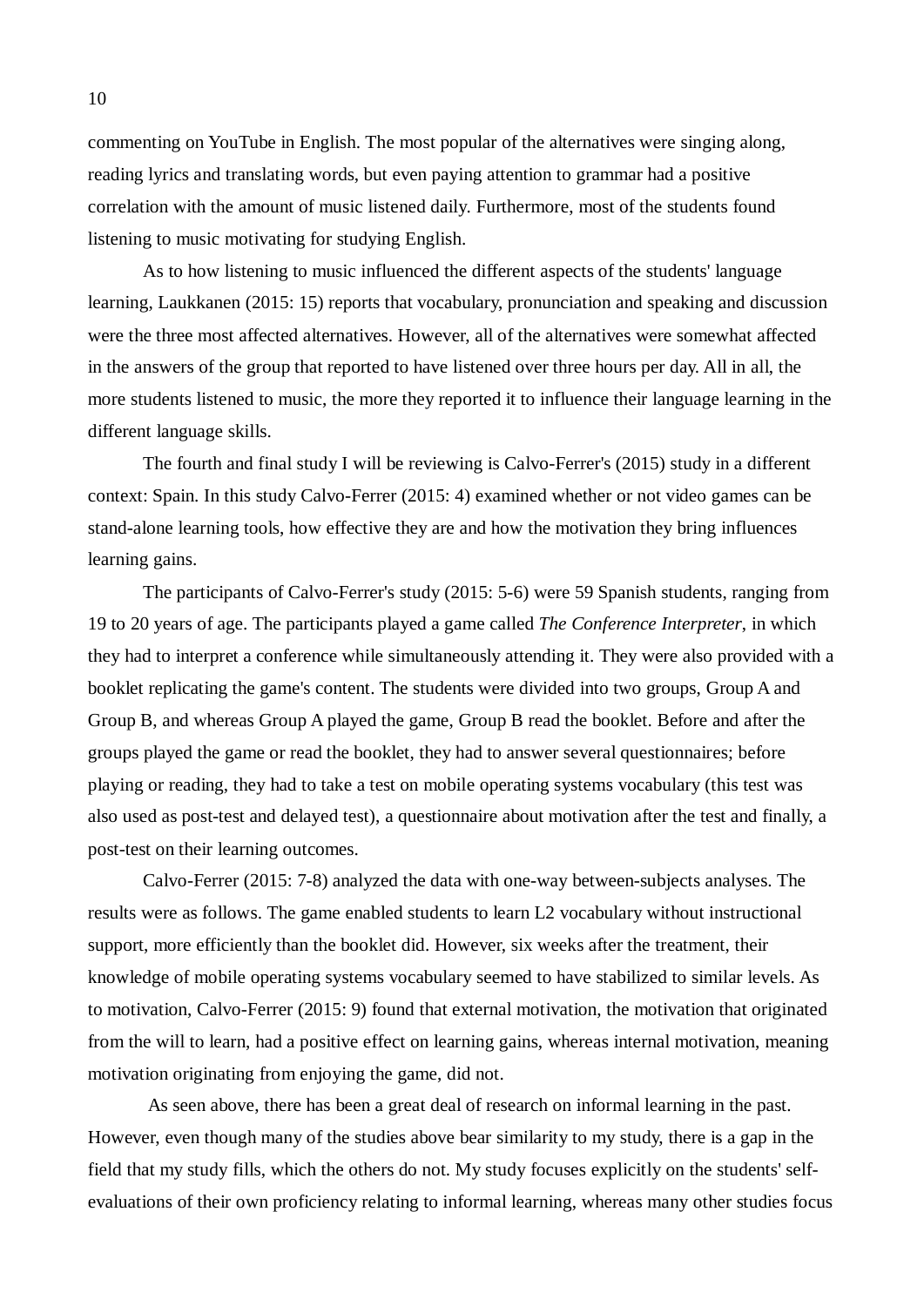commenting on YouTube in English. The most popular of the alternatives were singing along, reading lyrics and translating words, but even paying attention to grammar had a positive correlation with the amount of music listened daily. Furthermore, most of the students found listening to music motivating for studying English.

As to how listening to music influenced the different aspects of the students' language learning, Laukkanen (2015: 15) reports that vocabulary, pronunciation and speaking and discussion were the three most affected alternatives. However, all of the alternatives were somewhat affected in the answers of the group that reported to have listened over three hours per day. All in all, the more students listened to music, the more they reported it to influence their language learning in the different language skills.

The fourth and final study I will be reviewing is Calvo-Ferrer's (2015) study in a different context: Spain. In this study Calvo-Ferrer (2015: 4) examined whether or not video games can be stand-alone learning tools, how effective they are and how the motivation they bring influences learning gains.

The participants of Calvo-Ferrer's study (2015: 5-6) were 59 Spanish students, ranging from 19 to 20 years of age. The participants played a game called *The Conference Interpreter*, in which they had to interpret a conference while simultaneously attending it. They were also provided with a booklet replicating the game's content. The students were divided into two groups, Group A and Group B, and whereas Group A played the game, Group B read the booklet. Before and after the groups played the game or read the booklet, they had to answer several questionnaires; before playing or reading, they had to take a test on mobile operating systems vocabulary (this test was also used as post-test and delayed test), a questionnaire about motivation after the test and finally, a post-test on their learning outcomes.

Calvo-Ferrer (2015: 7-8) analyzed the data with one-way between-subjects analyses. The results were as follows. The game enabled students to learn L2 vocabulary without instructional support, more efficiently than the booklet did. However, six weeks after the treatment, their knowledge of mobile operating systems vocabulary seemed to have stabilized to similar levels. As to motivation, Calvo-Ferrer (2015: 9) found that external motivation, the motivation that originated from the will to learn, had a positive effect on learning gains, whereas internal motivation, meaning motivation originating from enjoying the game, did not.

As seen above, there has been a great deal of research on informal learning in the past. However, even though many of the studies above bear similarity to my study, there is a gap in the field that my study fills, which the others do not. My study focuses explicitly on the students' self-evaluations of their own proficiency relating to informal learning, whereas many other studies focus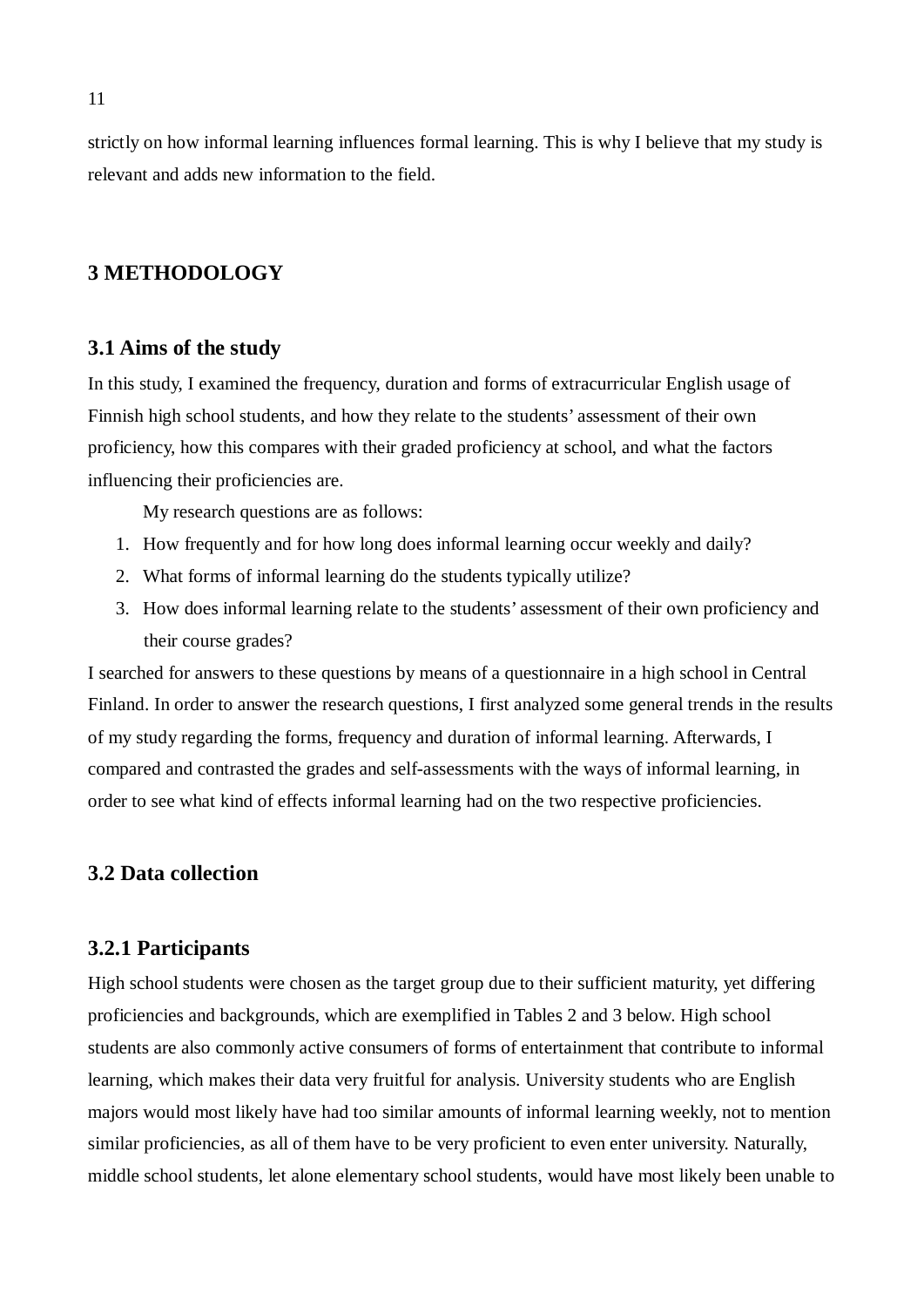strictly on how informal learning influences formal learning. This is why I believe that my study is relevant and adds new information to the field.

# 3 METHODOLOGY

## 3.1 Aims of the study

In this study, I examined the frequency, duration and forms of extracurricular English usage of Finnish high school students, and how they relate to the students' assessment of their own proficiency, how this compares with their graded proficiency at school, and what the factors influencing their proficiencies are.

My research questions are as follows:

1. How frequently and for how long does informal learning occur weekly and daily?
2. What forms of informal learning do the students typically utilize?
3. How does informal learning relate to the students' assessment of their own proficiency and their course grades?

I searched for answers to these questions by means of a questionnaire in a high school in Central Finland. In order to answer the research questions, I first analyzed some general trends in the results of my study regarding the forms, frequency and duration of informal learning. Afterwards, I compared and contrasted the grades and self-assessments with the ways of informal learning, in order to see what kind of effects informal learning had on the two respective proficiencies.

## 3.2 Data collection

### 3.2.1 Participants

High school students were chosen as the target group due to their sufficient maturity, yet differing proficiencies and backgrounds, which are exemplified in Tables 2 and 3 below. High school students are also commonly active consumers of forms of entertainment that contribute to informal learning, which makes their data very fruitful for analysis. University students who are English majors would most likely have had too similar amounts of informal learning weekly, not to mention similar proficiencies, as all of them have to be very proficient to even enter university. Naturally, middle school students, let alone elementary school students, would have most likely been unable to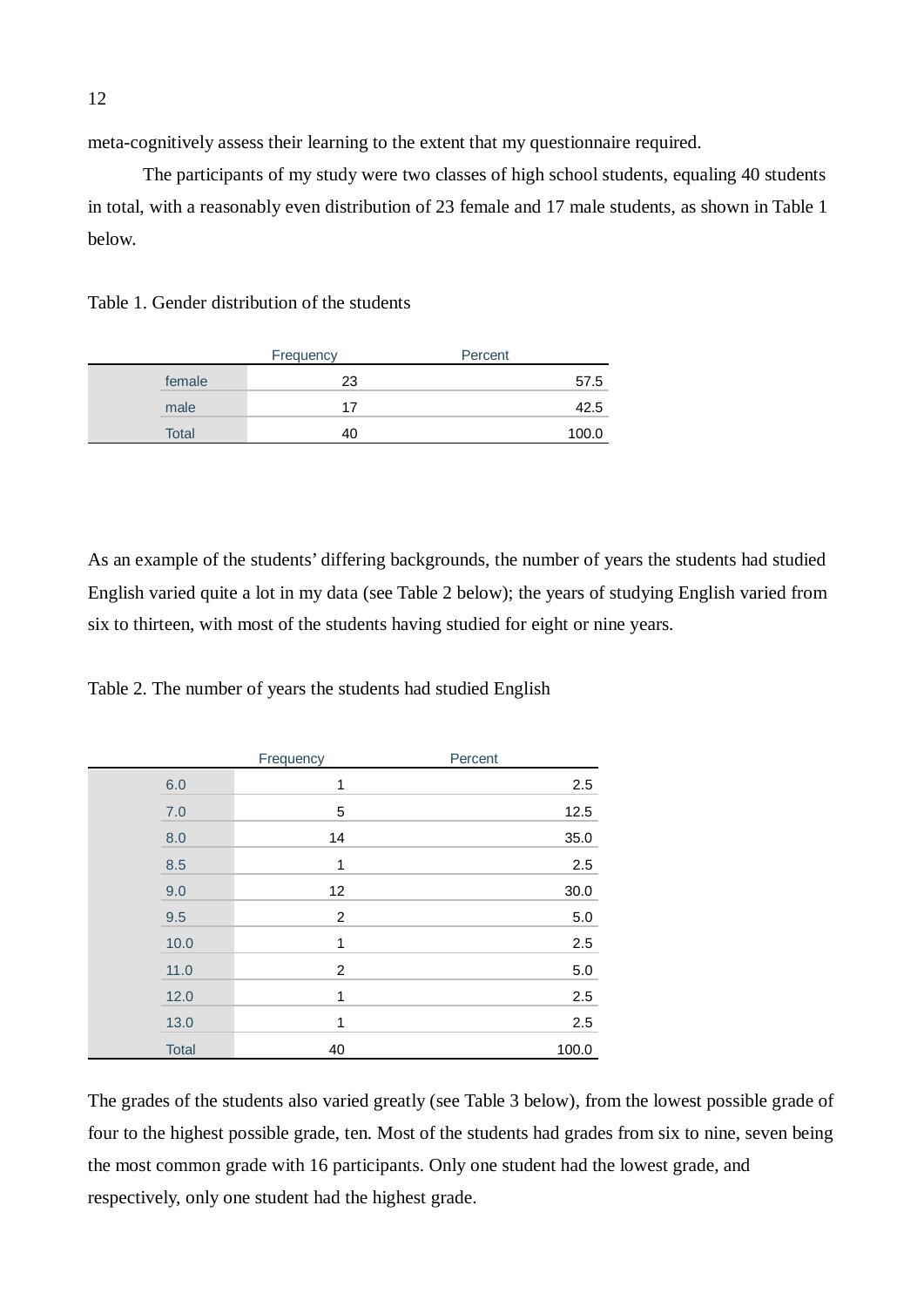meta-cognitively assess their learning to the extent that my questionnaire required.

The participants of my study were two classes of high school students, equaling 40 students in total, with a reasonably even distribution of 23 female and 17 male students, as shown in Table 1 below.

Table 1. Gender distribution of the students

| | Frequency | Percent |
|---|---|---|
| female | 23 | 57.5 |
| male | 17 | 42.5 |
| Total | 40 | 100.0 |

As an example of the students' differing backgrounds, the number of years the students had studied English varied quite a lot in my data (see Table 2 below); the years of studying English varied from six to thirteen, with most of the students having studied for eight or nine years.

Table 2. The number of years the students had studied English

| | Frequency | Percent |
|---|---|---|
| 6.0 | 1 | 2.5 |
| 7.0 | 5 | 12.5 |
| 8.0 | 14 | 35.0 |
| 8.5 | 1 | 2.5 |
| 9.0 | 12 | 30.0 |
| 9.5 | 2 | 5.0 |
| 10.0 | 1 | 2.5 |
| 11.0 | 2 | 5.0 |
| 12.0 | 1 | 2.5 |
| 13.0 | 1 | 2.5 |
| Total | 40 | 100.0 |

The grades of the students also varied greatly (see Table 3 below), from the lowest possible grade of four to the highest possible grade, ten. Most of the students had grades from six to nine, seven being the most common grade with 16 participants. Only one student had the lowest grade, and respectively, only one student had the highest grade.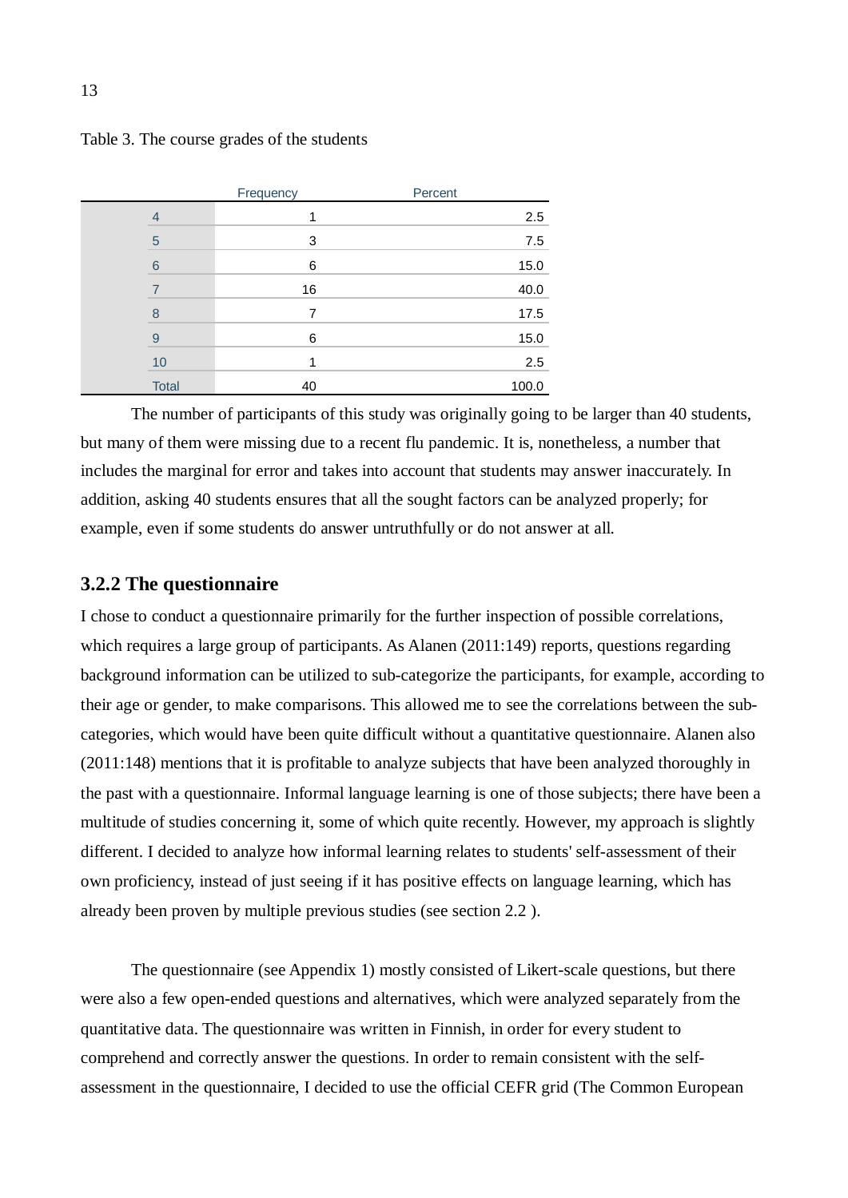Table 3. The course grades of the students

| | Frequency | Percent |
|---|---|---|
| 4 | 1 | 2.5 |
| 5 | 3 | 7.5 |
| 6 | 6 | 15.0 |
| 7 | 16 | 40.0 |
| 8 | 7 | 17.5 |
| 9 | 6 | 15.0 |
| 10 | 1 | 2.5 |
| Total | 40 | 100.0 |

The number of participants of this study was originally going to be larger than 40 students, but many of them were missing due to a recent flu pandemic. It is, nonetheless, a number that includes the marginal for error and takes into account that students may answer inaccurately. In addition, asking 40 students ensures that all the sought factors can be analyzed properly; for example, even if some students do answer untruthfully or do not answer at all.

### 3.2.2 The questionnaire

I chose to conduct a questionnaire primarily for the further inspection of possible correlations, which requires a large group of participants. As Alanen (2011:149) reports, questions regarding background information can be utilized to sub-categorize the participants, for example, according to their age or gender, to make comparisons. This allowed me to see the correlations between the sub-categories, which would have been quite difficult without a quantitative questionnaire. Alanen also (2011:148) mentions that it is profitable to analyze subjects that have been analyzed thoroughly in the past with a questionnaire. Informal language learning is one of those subjects; there have been a multitude of studies concerning it, some of which quite recently. However, my approach is slightly different. I decided to analyze how informal learning relates to students' self-assessment of their own proficiency, instead of just seeing if it has positive effects on language learning, which has already been proven by multiple previous studies (see section 2.2 ).

The questionnaire (see Appendix 1) mostly consisted of Likert-scale questions, but there were also a few open-ended questions and alternatives, which were analyzed separately from the quantitative data. The questionnaire was written in Finnish, in order for every student to comprehend and correctly answer the questions. In order to remain consistent with the self-assessment in the questionnaire, I decided to use the official CEFR grid (The Common European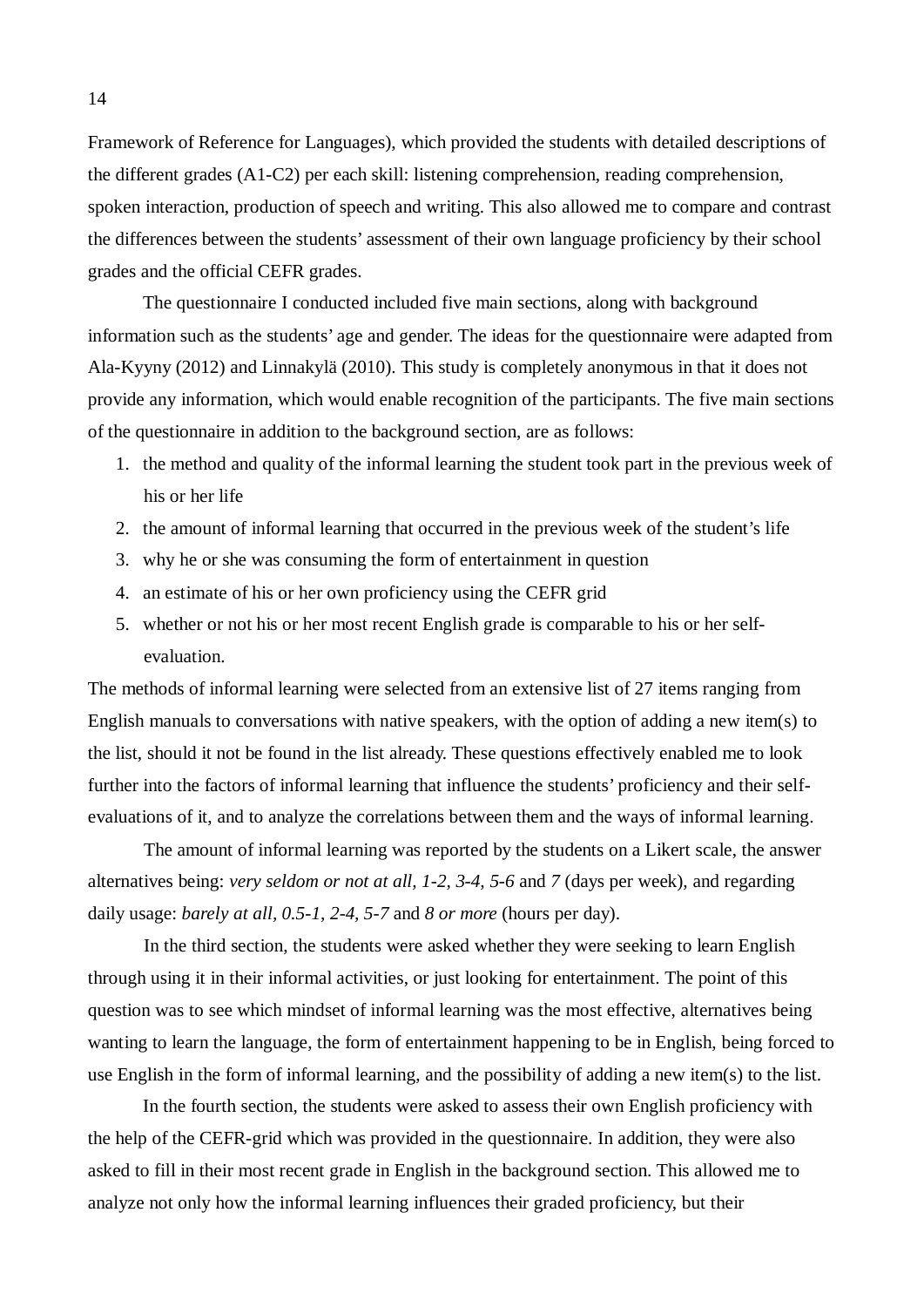Framework of Reference for Languages), which provided the students with detailed descriptions of the different grades (A1-C2) per each skill: listening comprehension, reading comprehension, spoken interaction, production of speech and writing. This also allowed me to compare and contrast the differences between the students' assessment of their own language proficiency by their school grades and the official CEFR grades.

The questionnaire I conducted included five main sections, along with background information such as the students' age and gender. The ideas for the questionnaire were adapted from Ala-Kyyny (2012) and Linnakylä (2010). This study is completely anonymous in that it does not provide any information, which would enable recognition of the participants. The five main sections of the questionnaire in addition to the background section, are as follows:

1. the method and quality of the informal learning the student took part in the previous week of his or her life
2. the amount of informal learning that occurred in the previous week of the student's life
3. why he or she was consuming the form of entertainment in question
4. an estimate of his or her own proficiency using the CEFR grid
5. whether or not his or her most recent English grade is comparable to his or her self-evaluation.

The methods of informal learning were selected from an extensive list of 27 items ranging from English manuals to conversations with native speakers, with the option of adding a new item(s) to the list, should it not be found in the list already. These questions effectively enabled me to look further into the factors of informal learning that influence the students' proficiency and their self-evaluations of it, and to analyze the correlations between them and the ways of informal learning.

The amount of informal learning was reported by the students on a Likert scale, the answer alternatives being: *very seldom or not at all, 1-2, 3-4, 5-6* and *7* (days per week), and regarding daily usage: *barely at all, 0.5-1, 2-4, 5-7* and *8 or more* (hours per day).

In the third section, the students were asked whether they were seeking to learn English through using it in their informal activities, or just looking for entertainment. The point of this question was to see which mindset of informal learning was the most effective, alternatives being wanting to learn the language, the form of entertainment happening to be in English, being forced to use English in the form of informal learning, and the possibility of adding a new item(s) to the list.

In the fourth section, the students were asked to assess their own English proficiency with the help of the CEFR-grid which was provided in the questionnaire. In addition, they were also asked to fill in their most recent grade in English in the background section. This allowed me to analyze not only how the informal learning influences their graded proficiency, but their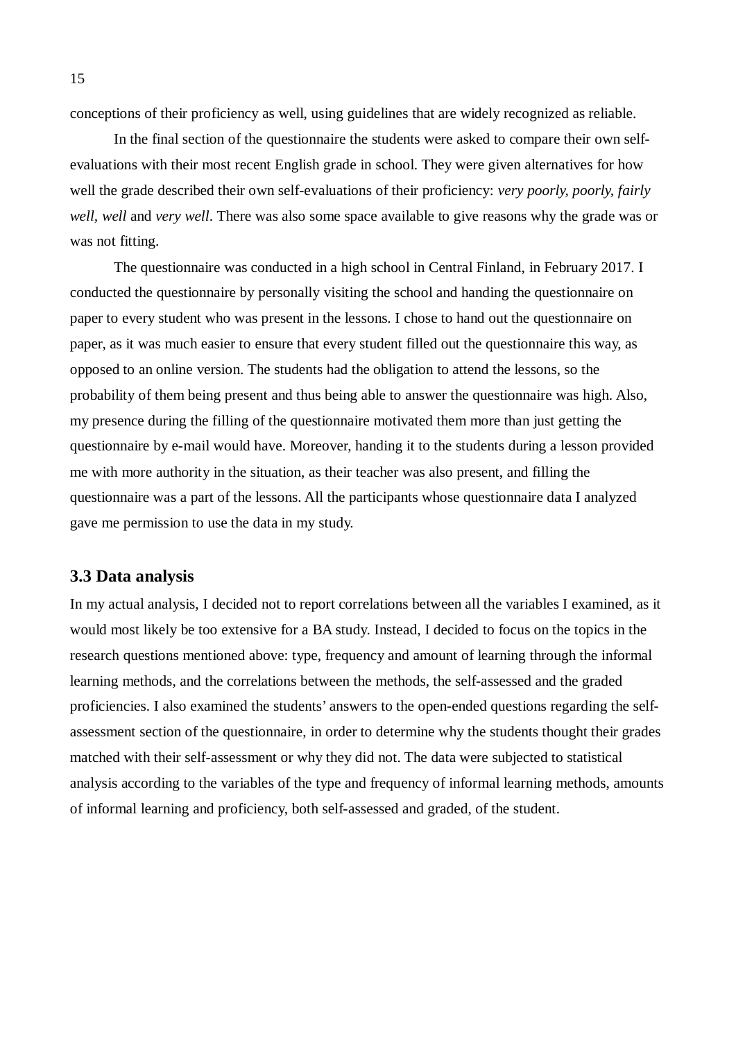conceptions of their proficiency as well, using guidelines that are widely recognized as reliable.

In the final section of the questionnaire the students were asked to compare their own self-evaluations with their most recent English grade in school. They were given alternatives for how well the grade described their own self-evaluations of their proficiency: *very poorly, poorly, fairly well, well* and *very well*. There was also some space available to give reasons why the grade was or was not fitting.

The questionnaire was conducted in a high school in Central Finland, in February 2017. I conducted the questionnaire by personally visiting the school and handing the questionnaire on paper to every student who was present in the lessons. I chose to hand out the questionnaire on paper, as it was much easier to ensure that every student filled out the questionnaire this way, as opposed to an online version. The students had the obligation to attend the lessons, so the probability of them being present and thus being able to answer the questionnaire was high. Also, my presence during the filling of the questionnaire motivated them more than just getting the questionnaire by e-mail would have. Moreover, handing it to the students during a lesson provided me with more authority in the situation, as their teacher was also present, and filling the questionnaire was a part of the lessons. All the participants whose questionnaire data I analyzed gave me permission to use the data in my study.

### 3.3 Data analysis

In my actual analysis, I decided not to report correlations between all the variables I examined, as it would most likely be too extensive for a BA study. Instead, I decided to focus on the topics in the research questions mentioned above: type, frequency and amount of learning through the informal learning methods, and the correlations between the methods, the self-assessed and the graded proficiencies. I also examined the students' answers to the open-ended questions regarding the self-assessment section of the questionnaire, in order to determine why the students thought their grades matched with their self-assessment or why they did not. The data were subjected to statistical analysis according to the variables of the type and frequency of informal learning methods, amounts of informal learning and proficiency, both self-assessed and graded, of the student.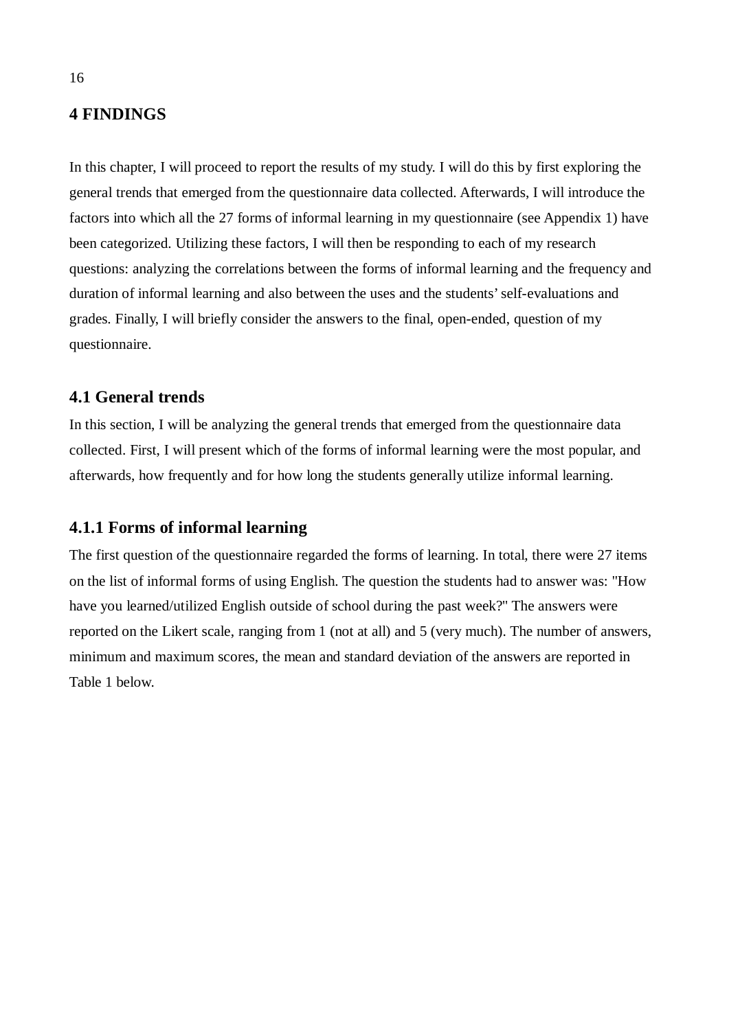# 4 FINDINGS

In this chapter, I will proceed to report the results of my study. I will do this by first exploring the general trends that emerged from the questionnaire data collected. Afterwards, I will introduce the factors into which all the 27 forms of informal learning in my questionnaire (see Appendix 1) have been categorized. Utilizing these factors, I will then be responding to each of my research questions: analyzing the correlations between the forms of informal learning and the frequency and duration of informal learning and also between the uses and the students' self-evaluations and grades. Finally, I will briefly consider the answers to the final, open-ended, question of my questionnaire.

## 4.1 General trends

In this section, I will be analyzing the general trends that emerged from the questionnaire data collected. First, I will present which of the forms of informal learning were the most popular, and afterwards, how frequently and for how long the students generally utilize informal learning.

### 4.1.1 Forms of informal learning

The first question of the questionnaire regarded the forms of learning. In total, there were 27 items on the list of informal forms of using English. The question the students had to answer was: "How have you learned/utilized English outside of school during the past week?" The answers were reported on the Likert scale, ranging from 1 (not at all) and 5 (very much). The number of answers, minimum and maximum scores, the mean and standard deviation of the answers are reported in Table 1 below.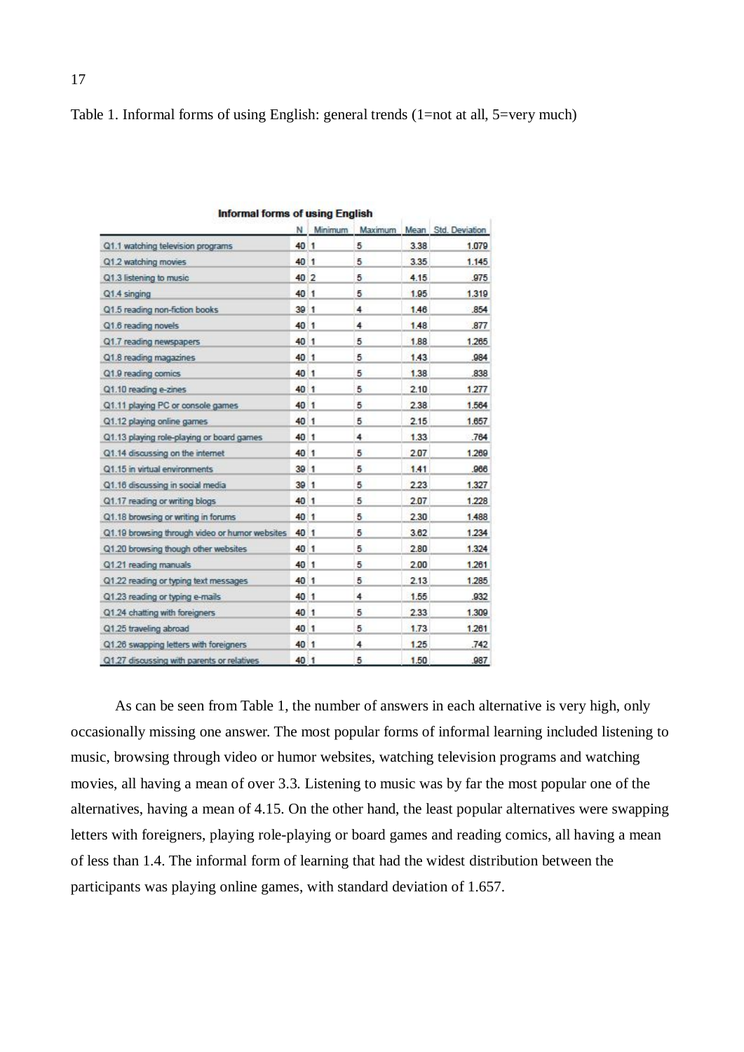Table 1. Informal forms of using English: general trends (1=not at all, 5=very much)

**Informal forms of using English**

| | N | Minimum | Maximum | Mean | Std. Deviation |
|---|---|---|---|---|---|
| Q1.1 watching television programs | 40 | 1 | 5 | 3.38 | 1.079 |
| Q1.2 watching movies | 40 | 1 | 5 | 3.35 | 1.145 |
| Q1.3 listening to music | 40 | 2 | 5 | 4.15 | .975 |
| Q1.4 singing | 40 | 1 | 5 | 1.95 | 1.319 |
| Q1.5 reading non-fiction books | 39 | 1 | 4 | 1.46 | .854 |
| Q1.6 reading novels | 40 | 1 | 4 | 1.48 | .877 |
| Q1.7 reading newspapers | 40 | 1 | 5 | 1.88 | 1.265 |
| Q1.8 reading magazines | 40 | 1 | 5 | 1.43 | .984 |
| Q1.9 reading comics | 40 | 1 | 5 | 1.38 | .838 |
| Q1.10 reading e-zines | 40 | 1 | 5 | 2.10 | 1.277 |
| Q1.11 playing PC or console games | 40 | 1 | 5 | 2.38 | 1.564 |
| Q1.12 playing online games | 40 | 1 | 5 | 2.15 | 1.657 |
| Q1.13 playing role-playing or board games | 40 | 1 | 4 | 1.33 | .764 |
| Q1.14 discussing on the internet | 40 | 1 | 5 | 2.07 | 1.269 |
| Q1.15 in virtual environments | 39 | 1 | 5 | 1.41 | .966 |
| Q1.16 discussing in social media | 39 | 1 | 5 | 2.23 | 1.327 |
| Q1.17 reading or writing blogs | 40 | 1 | 5 | 2.07 | 1.228 |
| Q1.18 browsing or writing in forums | 40 | 1 | 5 | 2.30 | 1.488 |
| Q1.19 browsing through video or humor websites | 40 | 1 | 5 | 3.62 | 1.234 |
| Q1.20 browsing though other websites | 40 | 1 | 5 | 2.80 | 1.324 |
| Q1.21 reading manuals | 40 | 1 | 5 | 2.00 | 1.261 |
| Q1.22 reading or typing text messages | 40 | 1 | 5 | 2.13 | 1.285 |
| Q1.23 reading or typing e-mails | 40 | 1 | 4 | 1.55 | .932 |
| Q1.24 chatting with foreigners | 40 | 1 | 5 | 2.33 | 1.309 |
| Q1.25 traveling abroad | 40 | 1 | 5 | 1.73 | 1.261 |
| Q1.26 swapping letters with foreigners | 40 | 1 | 4 | 1.25 | .742 |
| Q1.27 discussing with parents or relatives | 40 | 1 | 5 | 1.50 | .987 |

As can be seen from Table 1, the number of answers in each alternative is very high, only occasionally missing one answer. The most popular forms of informal learning included listening to music, browsing through video or humor websites, watching television programs and watching movies, all having a mean of over 3.3. Listening to music was by far the most popular one of the alternatives, having a mean of 4.15. On the other hand, the least popular alternatives were swapping letters with foreigners, playing role-playing or board games and reading comics, all having a mean of less than 1.4. The informal form of learning that had the widest distribution between the participants was playing online games, with standard deviation of 1.657.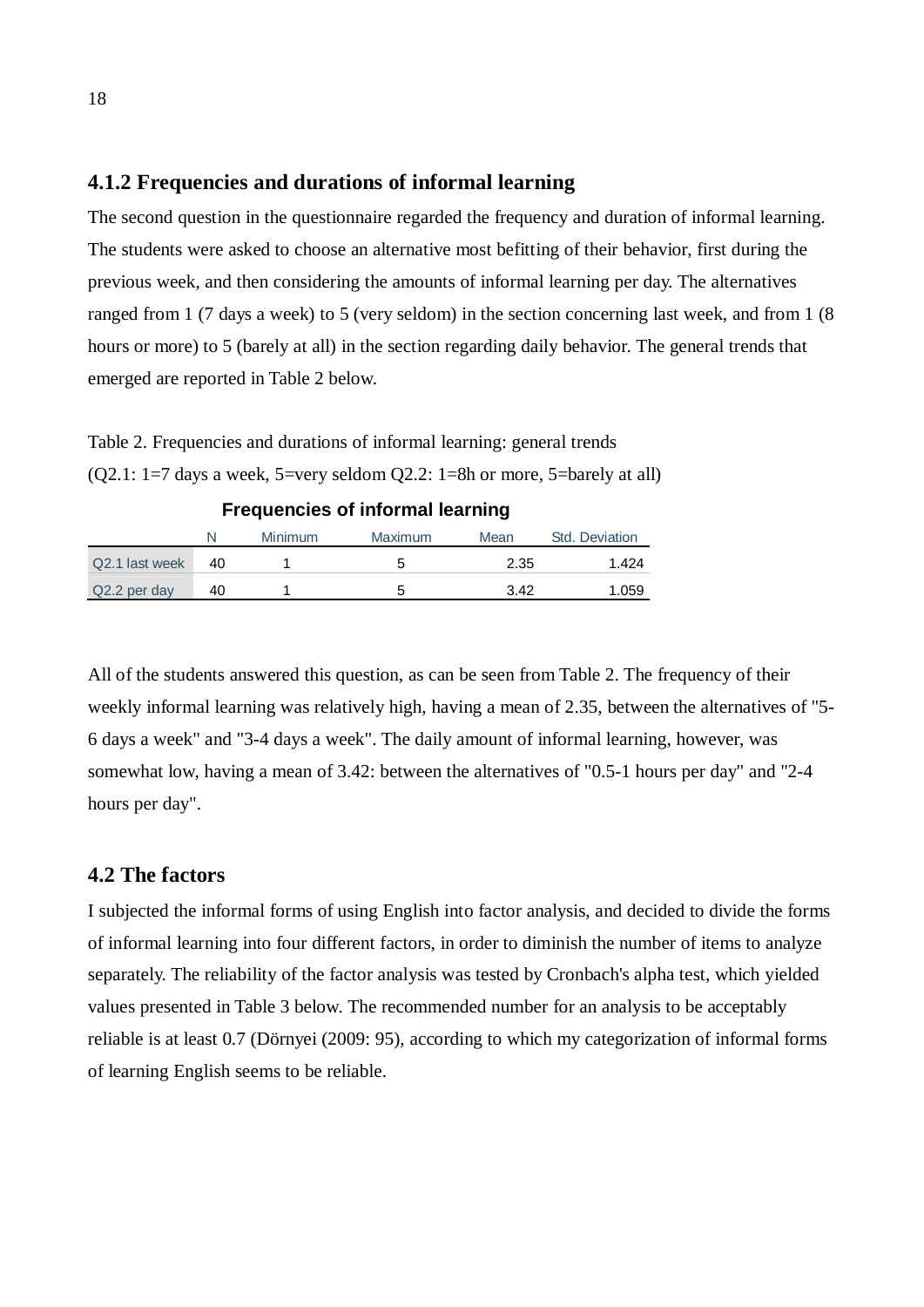### 4.1.2 Frequencies and durations of informal learning

The second question in the questionnaire regarded the frequency and duration of informal learning. The students were asked to choose an alternative most befitting of their behavior, first during the previous week, and then considering the amounts of informal learning per day. The alternatives ranged from 1 (7 days a week) to 5 (very seldom) in the section concerning last week, and from 1 (8 hours or more) to 5 (barely at all) in the section regarding daily behavior. The general trends that emerged are reported in Table 2 below.

Table 2. Frequencies and durations of informal learning: general trends
(Q2.1: 1=7 days a week, 5=very seldom Q2.2: 1=8h or more, 5=barely at all)

**Frequencies of informal learning**

| | N | Minimum | Maximum | Mean | Std. Deviation |
|---|---|---|---|---|---|
| Q2.1 last week | 40 | 1 | 5 | 2.35 | 1.424 |
| Q2.2 per day | 40 | 1 | 5 | 3.42 | 1.059 |

All of the students answered this question, as can be seen from Table 2. The frequency of their weekly informal learning was relatively high, having a mean of 2.35, between the alternatives of "5-6 days a week" and "3-4 days a week". The daily amount of informal learning, however, was somewhat low, having a mean of 3.42: between the alternatives of "0.5-1 hours per day" and "2-4 hours per day".

## 4.2 The factors

I subjected the informal forms of using English into factor analysis, and decided to divide the forms of informal learning into four different factors, in order to diminish the number of items to analyze separately. The reliability of the factor analysis was tested by Cronbach's alpha test, which yielded values presented in Table 3 below. The recommended number for an analysis to be acceptably reliable is at least 0.7 (Dörnyei (2009: 95), according to which my categorization of informal forms of learning English seems to be reliable.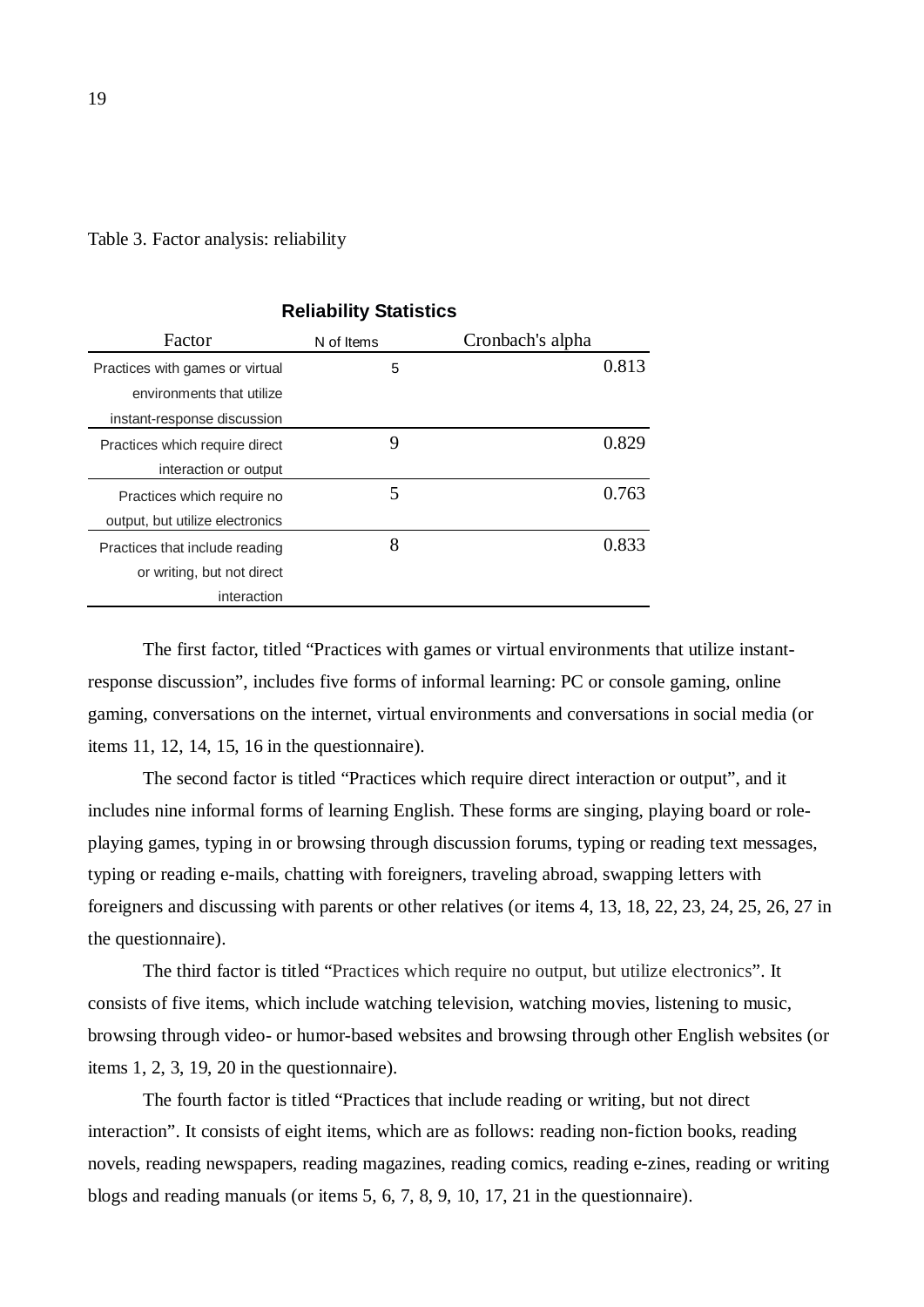Table 3. Factor analysis: reliability

**Reliability Statistics**

| Factor | N of Items | Cronbach's alpha |
|---|---|---|
| Practices with games or virtual environments that utilize instant-response discussion | 5 | 0.813 |
| Practices which require direct interaction or output | 9 | 0.829 |
| Practices which require no output, but utilize electronics | 5 | 0.763 |
| Practices that include reading or writing, but not direct interaction | 8 | 0.833 |

The first factor, titled "Practices with games or virtual environments that utilize instant-response discussion", includes five forms of informal learning: PC or console gaming, online gaming, conversations on the internet, virtual environments and conversations in social media (or items 11, 12, 14, 15, 16 in the questionnaire).

The second factor is titled "Practices which require direct interaction or output", and it includes nine informal forms of learning English. These forms are singing, playing board or role-playing games, typing in or browsing through discussion forums, typing or reading text messages, typing or reading e-mails, chatting with foreigners, traveling abroad, swapping letters with foreigners and discussing with parents or other relatives (or items 4, 13, 18, 22, 23, 24, 25, 26, 27 in the questionnaire).

The third factor is titled "Practices which require no output, but utilize electronics". It consists of five items, which include watching television, watching movies, listening to music, browsing through video- or humor-based websites and browsing through other English websites (or items 1, 2, 3, 19, 20 in the questionnaire).

The fourth factor is titled "Practices that include reading or writing, but not direct interaction". It consists of eight items, which are as follows: reading non-fiction books, reading novels, reading newspapers, reading magazines, reading comics, reading e-zines, reading or writing blogs and reading manuals (or items 5, 6, 7, 8, 9, 10, 17, 21 in the questionnaire).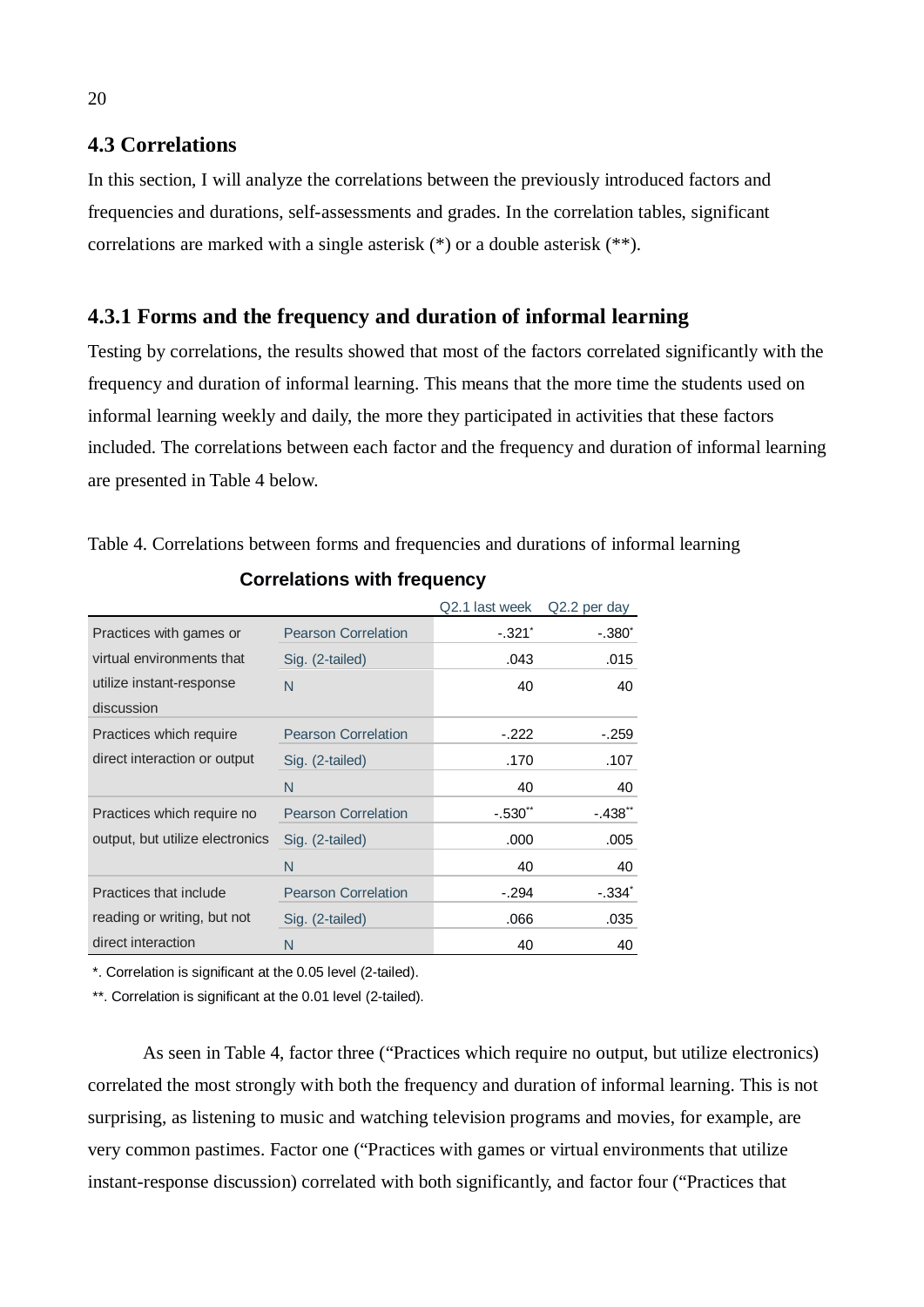## 4.3 Correlations

In this section, I will analyze the correlations between the previously introduced factors and frequencies and durations, self-assessments and grades. In the correlation tables, significant correlations are marked with a single asterisk (*) or a double asterisk (**).

### 4.3.1 Forms and the frequency and duration of informal learning

Testing by correlations, the results showed that most of the factors correlated significantly with the frequency and duration of informal learning. This means that the more time the students used on informal learning weekly and daily, the more they participated in activities that these factors included. The correlations between each factor and the frequency and duration of informal learning are presented in Table 4 below.

Table 4. Correlations between forms and frequencies and durations of informal learning

**Correlations with frequency**

| | | Q2.1 last week | Q2.2 per day |
|---|---|---|---|
| Practices with games or virtual environments that utilize instant-response discussion | Pearson Correlation | -.321* | -.380* |
| | Sig. (2-tailed) | .043 | .015 |
| | N | 40 | 40 |
| Practices which require direct interaction or output | Pearson Correlation | -.222 | -.259 |
| | Sig. (2-tailed) | .170 | .107 |
| | N | 40 | 40 |
| Practices which require no output, but utilize electronics | Pearson Correlation | -.530** | -.438** |
| | Sig. (2-tailed) | .000 | .005 |
| | N | 40 | 40 |
| Practices that include reading or writing, but not direct interaction | Pearson Correlation | -.294 | -.334* |
| | Sig. (2-tailed) | .066 | .035 |
| | N | 40 | 40 |

*. Correlation is significant at the 0.05 level (2-tailed).

**. Correlation is significant at the 0.01 level (2-tailed).

As seen in Table 4, factor three ("Practices which require no output, but utilize electronics) correlated the most strongly with both the frequency and duration of informal learning. This is not surprising, as listening to music and watching television programs and movies, for example, are very common pastimes. Factor one ("Practices with games or virtual environments that utilize instant-response discussion) correlated with both significantly, and factor four ("Practices that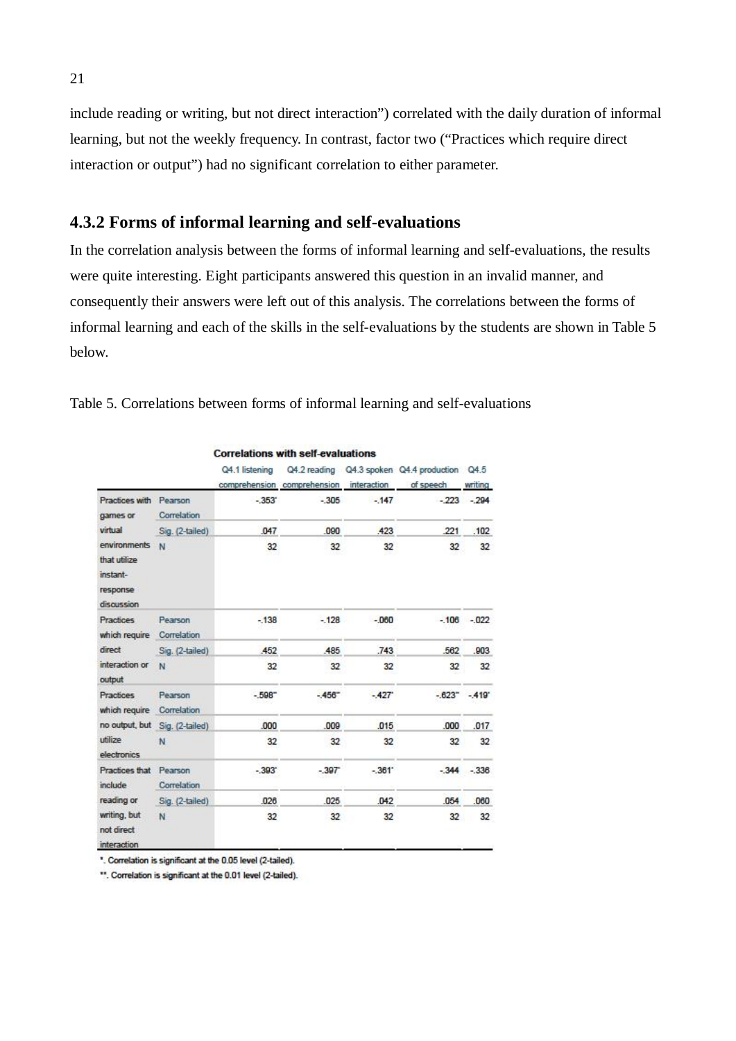include reading or writing, but not direct interaction") correlated with the daily duration of informal learning, but not the weekly frequency. In contrast, factor two ("Practices which require direct interaction or output") had no significant correlation to either parameter.

### 4.3.2 Forms of informal learning and self-evaluations

In the correlation analysis between the forms of informal learning and self-evaluations, the results were quite interesting. Eight participants answered this question in an invalid manner, and consequently their answers were left out of this analysis. The correlations between the forms of informal learning and each of the skills in the self-evaluations by the students are shown in Table 5 below.

Table 5. Correlations between forms of informal learning and self-evaluations

| Correlations with self-evaluations | | Q4.1 listening comprehension | Q4.2 reading comprehension | Q4.3 spoken interaction | Q4.4 production of speech | Q4.5 writing |
|---|---|---|---|---|---|---|
| Practices with games or virtual environments that utilize instant-response discussion | Pearson Correlation | -.353* | -.305 | -.147 | -.223 | -.294 |
| | Sig. (2-tailed) | .047 | .090 | .423 | .221 | .102 |
| | N | 32 | 32 | 32 | 32 | 32 |
| Practices which require direct interaction or output | Pearson Correlation | -.138 | -.128 | -.060 | -.106 | -.022 |
| | Sig. (2-tailed) | .452 | .485 | .743 | .562 | .903 |
| | N | 32 | 32 | 32 | 32 | 32 |
| Practices which require no output, but utilize electronics | Pearson Correlation | -.598** | -.456** | -.427* | -.623** | -.419* |
| | Sig. (2-tailed) | .000 | .009 | .015 | .000 | .017 |
| | N | 32 | 32 | 32 | 32 | 32 |
| Practices that include reading or writing, but not direct interaction | Pearson Correlation | -.393* | -.397* | -.361* | -.344 | -.336 |
| | Sig. (2-tailed) | .026 | .025 | .042 | .054 | .060 |
| | N | 32 | 32 | 32 | 32 | 32 |

*. Correlation is significant at the 0.05 level (2-tailed).

**. Correlation is significant at the 0.01 level (2-tailed).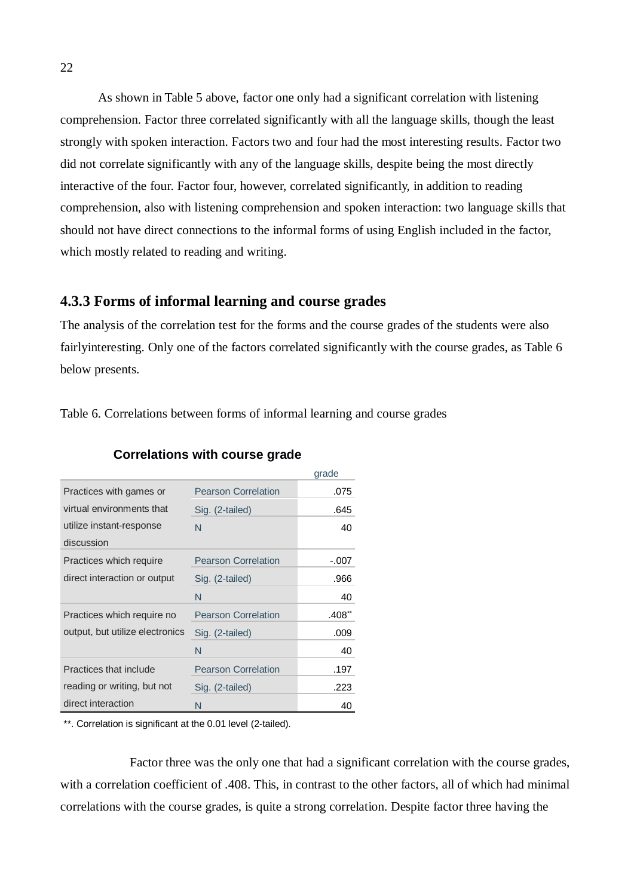As shown in Table 5 above, factor one only had a significant correlation with listening comprehension. Factor three correlated significantly with all the language skills, though the least strongly with spoken interaction. Factors two and four had the most interesting results. Factor two did not correlate significantly with any of the language skills, despite being the most directly interactive of the four. Factor four, however, correlated significantly, in addition to reading comprehension, also with listening comprehension and spoken interaction: two language skills that should not have direct connections to the informal forms of using English included in the factor, which mostly related to reading and writing.

### 4.3.3 Forms of informal learning and course grades

The analysis of the correlation test for the forms and the course grades of the students were also fairlyinteresting. Only one of the factors correlated significantly with the course grades, as Table 6 below presents.

Table 6. Correlations between forms of informal learning and course grades

**Correlations with course grade**

| | | grade |
|---|---|---|
| Practices with games or virtual environments that utilize instant-response discussion | Pearson Correlation | .075 |
| | Sig. (2-tailed) | .645 |
| | N | 40 |
| Practices which require direct interaction or output | Pearson Correlation | -.007 |
| | Sig. (2-tailed) | .966 |
| | N | 40 |
| Practices which require no output, but utilize electronics | Pearson Correlation | .408** |
| | Sig. (2-tailed) | .009 |
| | N | 40 |
| Practices that include reading or writing, but not direct interaction | Pearson Correlation | .197 |
| | Sig. (2-tailed) | .223 |
| | N | 40 |

**. Correlation is significant at the 0.01 level (2-tailed).

Factor three was the only one that had a significant correlation with the course grades, with a correlation coefficient of .408. This, in contrast to the other factors, all of which had minimal correlations with the course grades, is quite a strong correlation. Despite factor three having the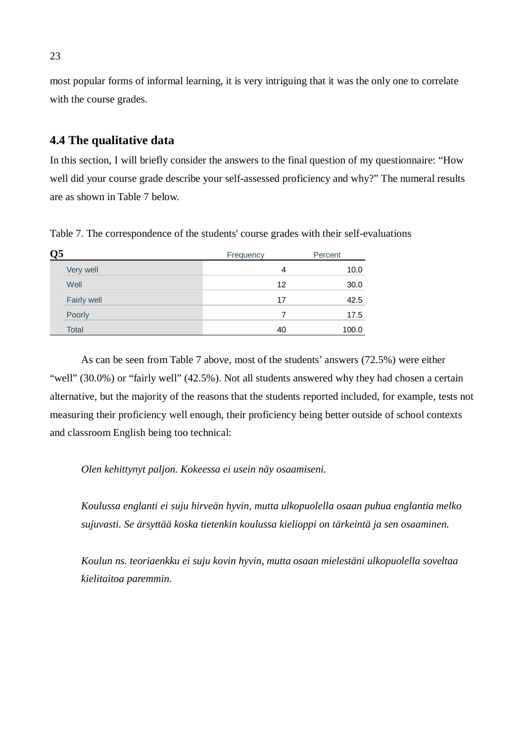most popular forms of informal learning, it is very intriguing that it was the only one to correlate with the course grades.

## 4.4 The qualitative data

In this section, I will briefly consider the answers to the final question of my questionnaire: "How well did your course grade describe your self-assessed proficiency and why?" The numeral results are as shown in Table 7 below.

Table 7. The correspondence of the students' course grades with their self-evaluations

| Q5 | Frequency | Percent |
|---|---|---|
| Very well | 4 | 10.0 |
| Well | 12 | 30.0 |
| Fairly well | 17 | 42.5 |
| Poorly | 7 | 17.5 |
| Total | 40 | 100.0 |

As can be seen from Table 7 above, most of the students' answers (72.5%) were either "well" (30.0%) or "fairly well" (42.5%). Not all students answered why they had chosen a certain alternative, but the majority of the reasons that the students reported included, for example, tests not measuring their proficiency well enough, their proficiency being better outside of school contexts and classroom English being too technical:

> *Olen kehittynyt paljon. Kokeessa ei usein näy osaamiseni.*

> *Koulussa englanti ei suju hirveän hyvin, mutta ulkopuolella osaan puhua englantia melko sujuvasti. Se ärsyttää koska tietenkin koulussa kielioppi on tärkeintä ja sen osaaminen.*

> *Koulun ns. teoriaenkku ei suju kovin hyvin, mutta osaan mielestäni ulkopuolella soveltaa kielitaitoa paremmin.*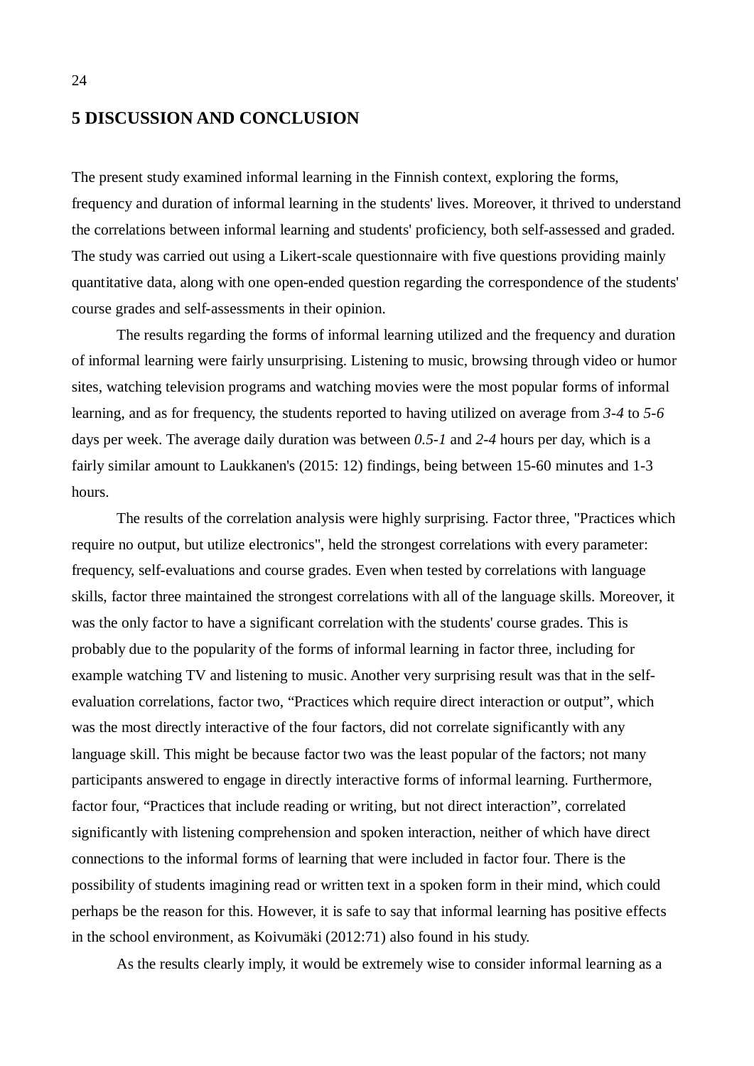# 5 DISCUSSION AND CONCLUSION

The present study examined informal learning in the Finnish context, exploring the forms, frequency and duration of informal learning in the students' lives. Moreover, it thrived to understand the correlations between informal learning and students' proficiency, both self-assessed and graded. The study was carried out using a Likert-scale questionnaire with five questions providing mainly quantitative data, along with one open-ended question regarding the correspondence of the students' course grades and self-assessments in their opinion.

The results regarding the forms of informal learning utilized and the frequency and duration of informal learning were fairly unsurprising. Listening to music, browsing through video or humor sites, watching television programs and watching movies were the most popular forms of informal learning, and as for frequency, the students reported to having utilized on average from *3-4* to *5-6* days per week. The average daily duration was between *0.5-1* and *2-4* hours per day, which is a fairly similar amount to Laukkanen's (2015: 12) findings, being between 15-60 minutes and 1-3 hours.

The results of the correlation analysis were highly surprising. Factor three, "Practices which require no output, but utilize electronics", held the strongest correlations with every parameter: frequency, self-evaluations and course grades. Even when tested by correlations with language skills, factor three maintained the strongest correlations with all of the language skills. Moreover, it was the only factor to have a significant correlation with the students' course grades. This is probably due to the popularity of the forms of informal learning in factor three, including for example watching TV and listening to music. Another very surprising result was that in the self-evaluation correlations, factor two, “Practices which require direct interaction or output”, which was the most directly interactive of the four factors, did not correlate significantly with any language skill. This might be because factor two was the least popular of the factors; not many participants answered to engage in directly interactive forms of informal learning. Furthermore, factor four, “Practices that include reading or writing, but not direct interaction”, correlated significantly with listening comprehension and spoken interaction, neither of which have direct connections to the informal forms of learning that were included in factor four. There is the possibility of students imagining read or written text in a spoken form in their mind, which could perhaps be the reason for this. However, it is safe to say that informal learning has positive effects in the school environment, as Koivumäki (2012:71) also found in his study.

As the results clearly imply, it would be extremely wise to consider informal learning as a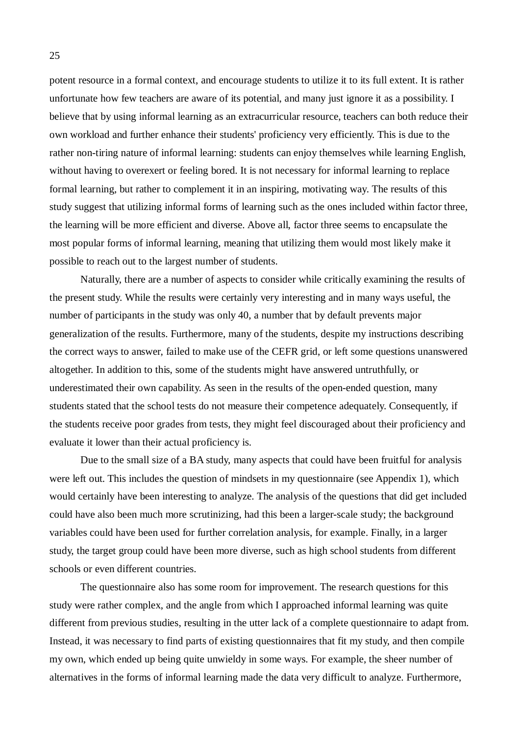potent resource in a formal context, and encourage students to utilize it to its full extent. It is rather unfortunate how few teachers are aware of its potential, and many just ignore it as a possibility. I believe that by using informal learning as an extracurricular resource, teachers can both reduce their own workload and further enhance their students' proficiency very efficiently. This is due to the rather non-tiring nature of informal learning: students can enjoy themselves while learning English, without having to overexert or feeling bored. It is not necessary for informal learning to replace formal learning, but rather to complement it in an inspiring, motivating way. The results of this study suggest that utilizing informal forms of learning such as the ones included within factor three, the learning will be more efficient and diverse. Above all, factor three seems to encapsulate the most popular forms of informal learning, meaning that utilizing them would most likely make it possible to reach out to the largest number of students.

Naturally, there are a number of aspects to consider while critically examining the results of the present study. While the results were certainly very interesting and in many ways useful, the number of participants in the study was only 40, a number that by default prevents major generalization of the results. Furthermore, many of the students, despite my instructions describing the correct ways to answer, failed to make use of the CEFR grid, or left some questions unanswered altogether. In addition to this, some of the students might have answered untruthfully, or underestimated their own capability. As seen in the results of the open-ended question, many students stated that the school tests do not measure their competence adequately. Consequently, if the students receive poor grades from tests, they might feel discouraged about their proficiency and evaluate it lower than their actual proficiency is.

Due to the small size of a BA study, many aspects that could have been fruitful for analysis were left out. This includes the question of mindsets in my questionnaire (see Appendix 1), which would certainly have been interesting to analyze. The analysis of the questions that did get included could have also been much more scrutinizing, had this been a larger-scale study; the background variables could have been used for further correlation analysis, for example. Finally, in a larger study, the target group could have been more diverse, such as high school students from different schools or even different countries.

The questionnaire also has some room for improvement. The research questions for this study were rather complex, and the angle from which I approached informal learning was quite different from previous studies, resulting in the utter lack of a complete questionnaire to adapt from. Instead, it was necessary to find parts of existing questionnaires that fit my study, and then compile my own, which ended up being quite unwieldy in some ways. For example, the sheer number of alternatives in the forms of informal learning made the data very difficult to analyze. Furthermore,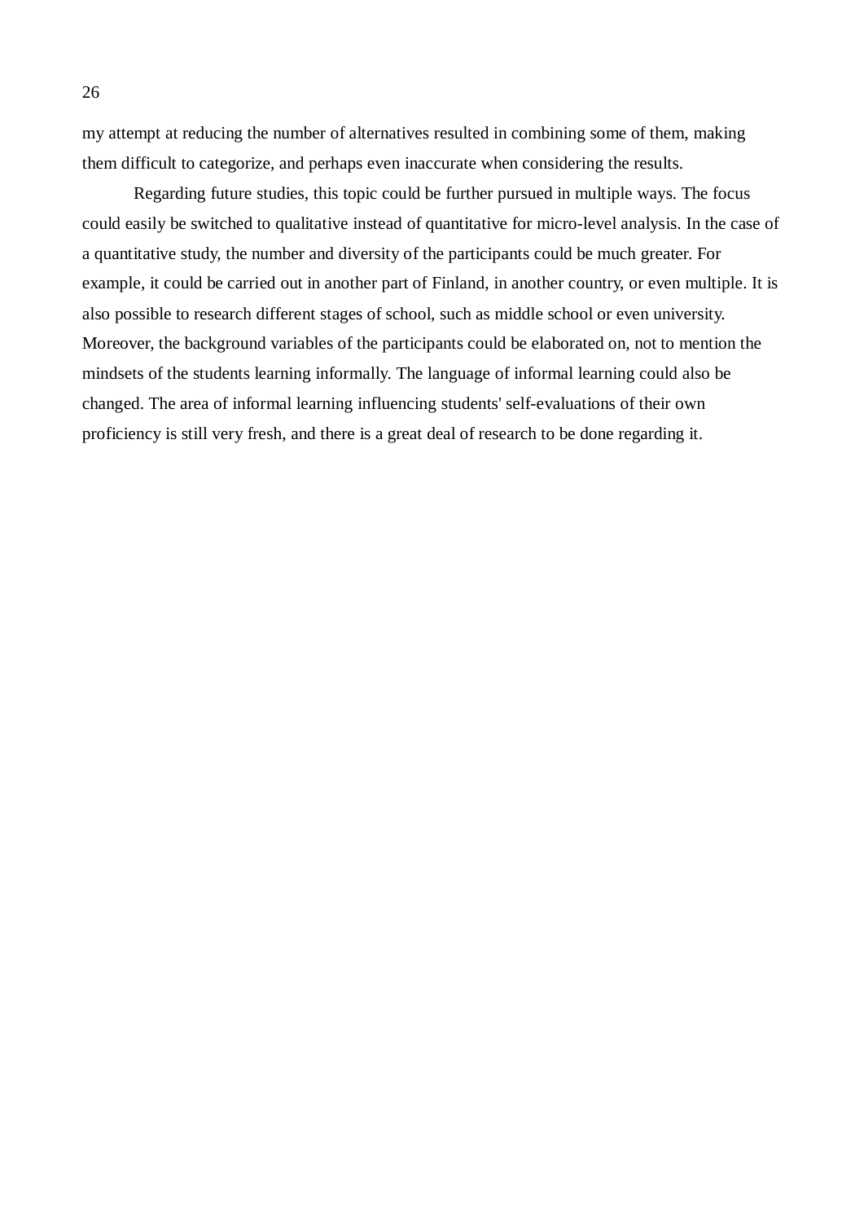my attempt at reducing the number of alternatives resulted in combining some of them, making them difficult to categorize, and perhaps even inaccurate when considering the results.

Regarding future studies, this topic could be further pursued in multiple ways. The focus could easily be switched to qualitative instead of quantitative for micro-level analysis. In the case of a quantitative study, the number and diversity of the participants could be much greater. For example, it could be carried out in another part of Finland, in another country, or even multiple. It is also possible to research different stages of school, such as middle school or even university. Moreover, the background variables of the participants could be elaborated on, not to mention the mindsets of the students learning informally. The language of informal learning could also be changed. The area of informal learning influencing students' self-evaluations of their own proficiency is still very fresh, and there is a great deal of research to be done regarding it.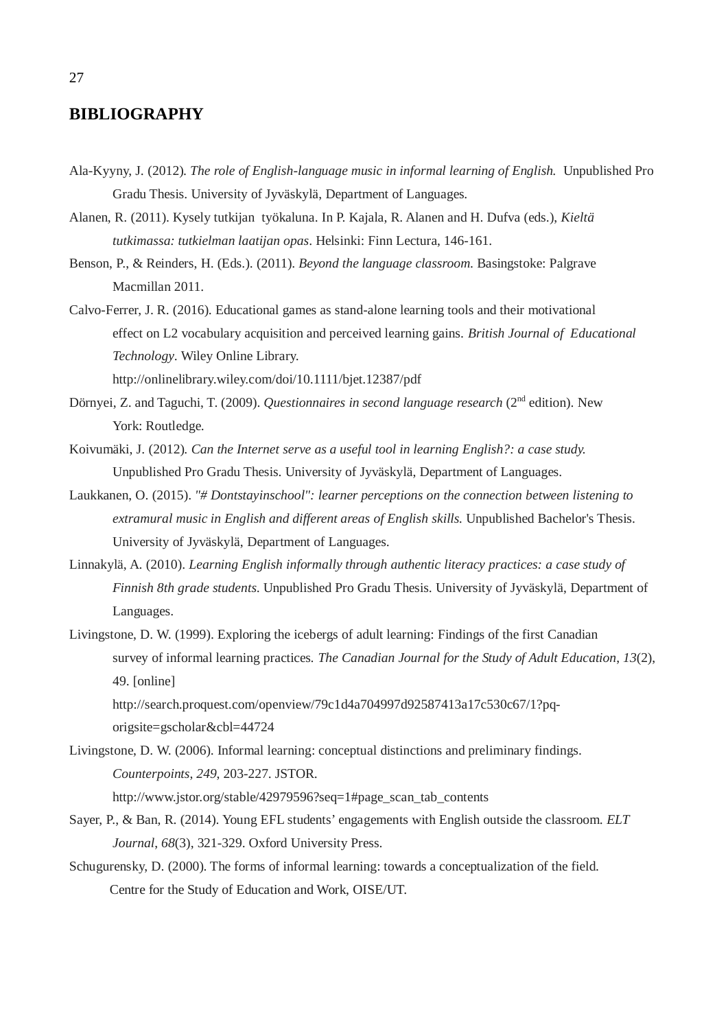## BIBLIOGRAPHY

Ala-Kyyny, J. (2012). *The role of English-language music in informal learning of English.* Unpublished Pro Gradu Thesis. University of Jyväskylä, Department of Languages.

Alanen, R. (2011). Kysely tutkijan työkaluna. In P. Kajala, R. Alanen and H. Dufva (eds.), *Kieltä tutkimassa: tutkielman laatijan opas*. Helsinki: Finn Lectura, 146-161.

Benson, P., & Reinders, H. (Eds.). (2011). *Beyond the language classroom.* Basingstoke: Palgrave Macmillan 2011.

Calvo-Ferrer, J. R. (2016). Educational games as stand-alone learning tools and their motivational effect on L2 vocabulary acquisition and perceived learning gains. *British Journal of Educational Technology*. Wiley Online Library. http://onlinelibrary.wiley.com/doi/10.1111/bjet.12387/pdf

Dörnyei, Z. and Taguchi, T. (2009). *Questionnaires in second language research* (2nd edition). New York: Routledge.

Koivumäki, J. (2012). *Can the Internet serve as a useful tool in learning English?: a case study.* Unpublished Pro Gradu Thesis. University of Jyväskylä, Department of Languages.

Laukkanen, O. (2015). *"# Dontstayinschool": learner perceptions on the connection between listening to extramural music in English and different areas of English skills.* Unpublished Bachelor's Thesis. University of Jyväskylä, Department of Languages.

Linnakylä, A. (2010). *Learning English informally through authentic literacy practices: a case study of Finnish 8th grade students.* Unpublished Pro Gradu Thesis. University of Jyväskylä, Department of Languages.

Livingstone, D. W. (1999). Exploring the icebergs of adult learning: Findings of the first Canadian survey of informal learning practices. *The Canadian Journal for the Study of Adult Education*, *13*(2), 49. [online] http://search.proquest.com/openview/79c1d4a704997d92587413a17c530c67/1?pq-origsite=gscholar&cbl=44724

Livingstone, D. W. (2006). Informal learning: conceptual distinctions and preliminary findings. *Counterpoints*, *249*, 203-227. JSTOR. http://www.jstor.org/stable/42979596?seq=1#page_scan_tab_contents

Sayer, P., & Ban, R. (2014). Young EFL students' engagements with English outside the classroom. *ELT Journal*, *68*(3), 321-329. Oxford University Press.

Schugurensky, D. (2000). The forms of informal learning: towards a conceptualization of the field. Centre for the Study of Education and Work, OISE/UT.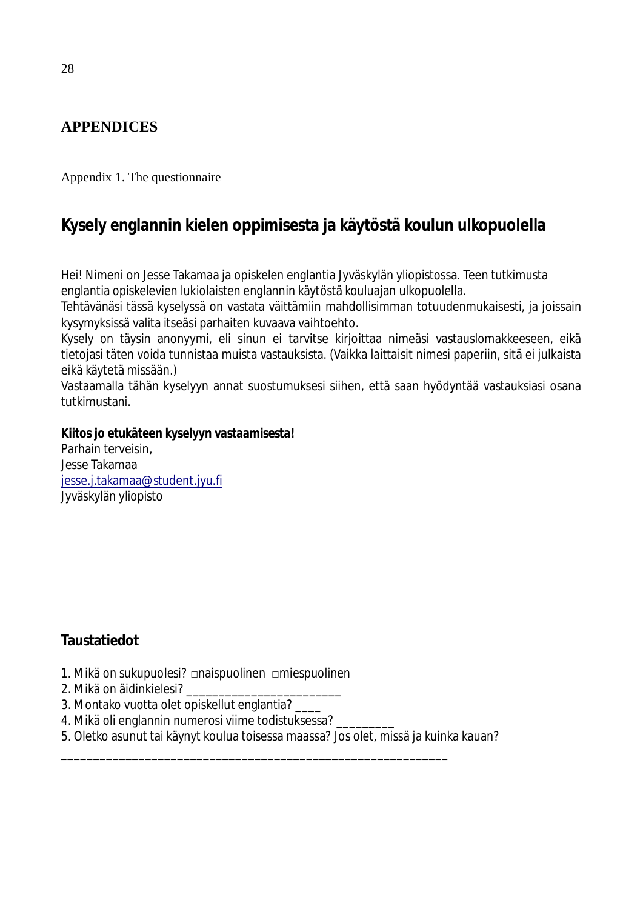## APPENDICES

Appendix 1. The questionnaire

# Kysely englannin kielen oppimisesta ja käytöstä koulun ulkopuolella

Hei! Nimeni on Jesse Takamaa ja opiskelen englantia Jyväskylän yliopistossa. Teen tutkimusta englantia opiskelevien lukiolaisten englannin käytöstä kouluajan ulkopuolella.
Tehtävänäsi tässä kyselyssä on vastata väittämiin mahdollisimman totuudenmukaisesti, ja joissain kysymyksissä valita itseäsi parhaiten kuvaava vaihtoehto.
Kysely on täysin anonyymi, eli sinun ei tarvitse kirjoittaa nimeäsi vastauslomakkeeseen, eikä tietojasi täten voida tunnistaa muista vastauksista. (Vaikka laittaisit nimesi paperiin, sitä ei julkaista eikä käytetä missään.)
Vastaamalla tähän kyselyyn annat suostumuksesi siihen, että saan hyödyntää vastauksiasi osana tutkimustani.

**Kiitos jo etukäteen kyselyyn vastaamisesta!**
Parhain terveisin,
Jesse Takamaa
jesse.j.takamaa@student.jyu.fi
Jyväskylän yliopisto

### Taustatiedot

1. Mikä on sukupuolesi? □naispuolinen □miespuolinen
2. Mikä on äidinkielesi? ________________________
3. Montako vuotta olet opiskellut englantia? ____
4. Mikä oli englannin numerosi viime todistuksessa? _________
5. Oletko asunut tai käynyt koulua toisessa maassa? Jos olet, missä ja kuinka kauan?
____________________________________________________________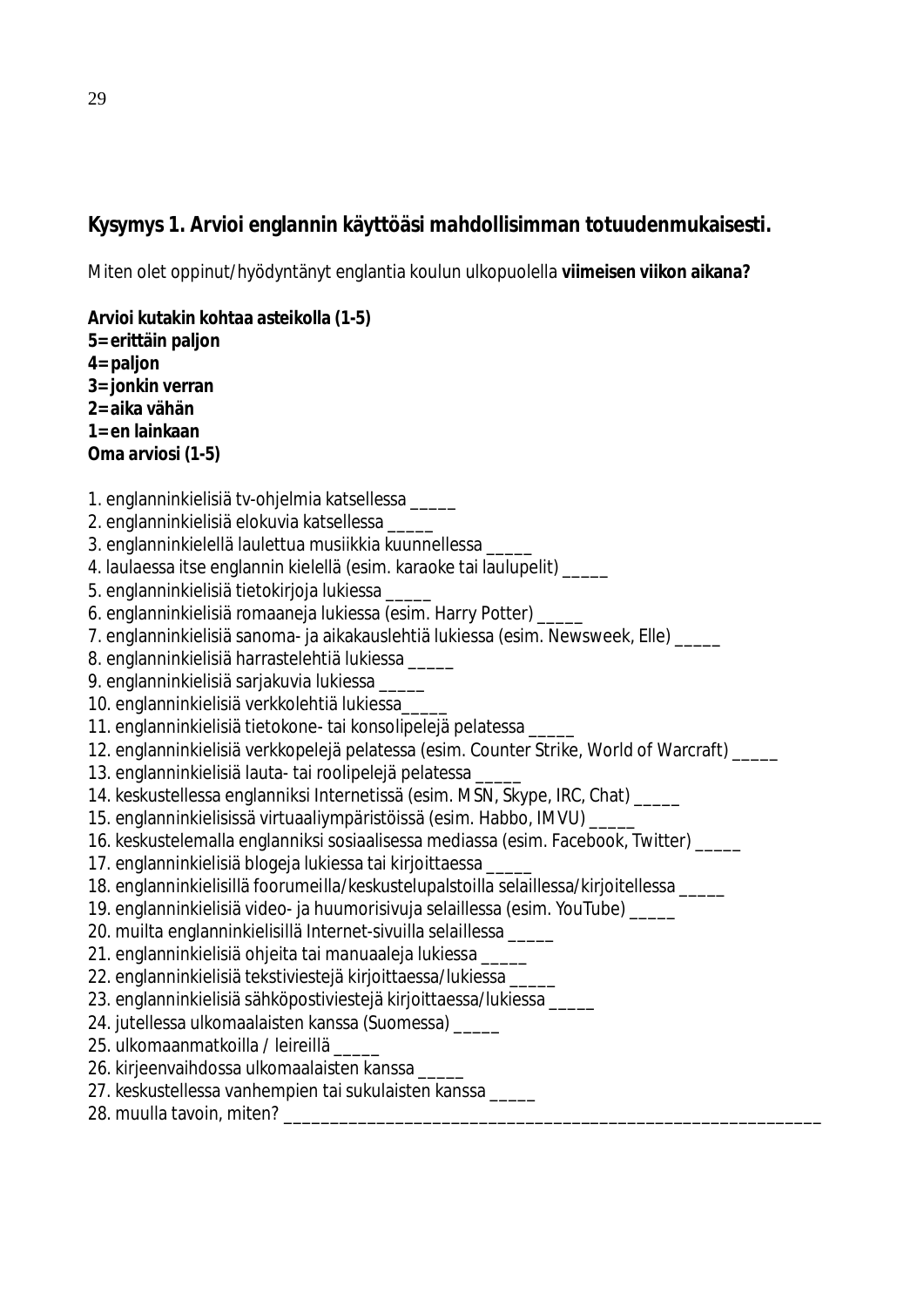## Kysymys 1. Arvioi englannin käyttöäsi mahdollisimman totuudenmukaisesti.

Miten olet oppinut/hyödyntänyt englantia koulun ulkopuolella **viimeisen viikon aikana?**

**Arvioi kutakin kohtaa asteikolla (1-5)**
**5=erittäin paljon**
**4=paljon**
**3=jonkin verran**
**2=aika vähän**
**1=en lainkaan**
**Oma arviosi (1-5)**

1. englanninkielisiä tv-ohjelmia katsellessa _____
2. englanninkielisiä elokuvia katsellessa _____
3. englanninkielellä laulettua musiikkia kuunnellessa _____
4. laulaessa itse englannin kielellä (esim. karaoke tai laulupelit) _____
5. englanninkielisiä tietokirjoja lukiessa _____
6. englanninkielisiä romaaneja lukiessa (esim. Harry Potter) _____
7. englanninkielisiä sanoma- ja aikakauslehtiä lukiessa (esim. Newsweek, Elle) _____
8. englanninkielisiä harrastelehtiä lukiessa _____
9. englanninkielisiä sarjakuvia lukiessa _____
10. englanninkielisiä verkkolehtiä lukiessa_____
11. englanninkielisiä tietokone- tai konsolipelejä pelatessa _____
12. englanninkielisiä verkkopelejä pelatessa (esim. Counter Strike, World of Warcraft) _____
13. englanninkielisiä lauta- tai roolipelejä pelatessa _____
14. keskustellessa englanniksi Internetissä (esim. MSN, Skype, IRC, Chat) _____
15. englanninkielisissä virtuaaliympäristöissä (esim. Habbo, IMVU) _____
16. keskustelemalla englanniksi sosiaalisessa mediassa (esim. Facebook, Twitter) _____
17. englanninkielisiä blogeja lukiessa tai kirjoittaessa _____
18. englanninkielisillä foorumeilla/keskustelupalstoilla selaillessa/kirjoitellessa _____
19. englanninkielisiä video- ja huumorisivuja selaillessa (esim. YouTube) _____
20. muilta englanninkielisillä Internet-sivuilla selaillessa _____
21. englanninkielisiä ohjeita tai manuaaleja lukiessa _____
22. englanninkielisiä tekstiviestejä kirjoittaessa/lukiessa _____
23. englanninkielisiä sähköpostiviestejä kirjoittaessa/lukiessa _____
24. jutellessa ulkomaalaisten kanssa (Suomessa) _____
25. ulkomaanmatkoilla / leireillä _____
26. kirjeenvaihdossa ulkomaalaisten kanssa _____
27. keskustellessa vanhempien tai sukulaisten kanssa _____
28. muulla tavoin, miten? ____________________________________________________________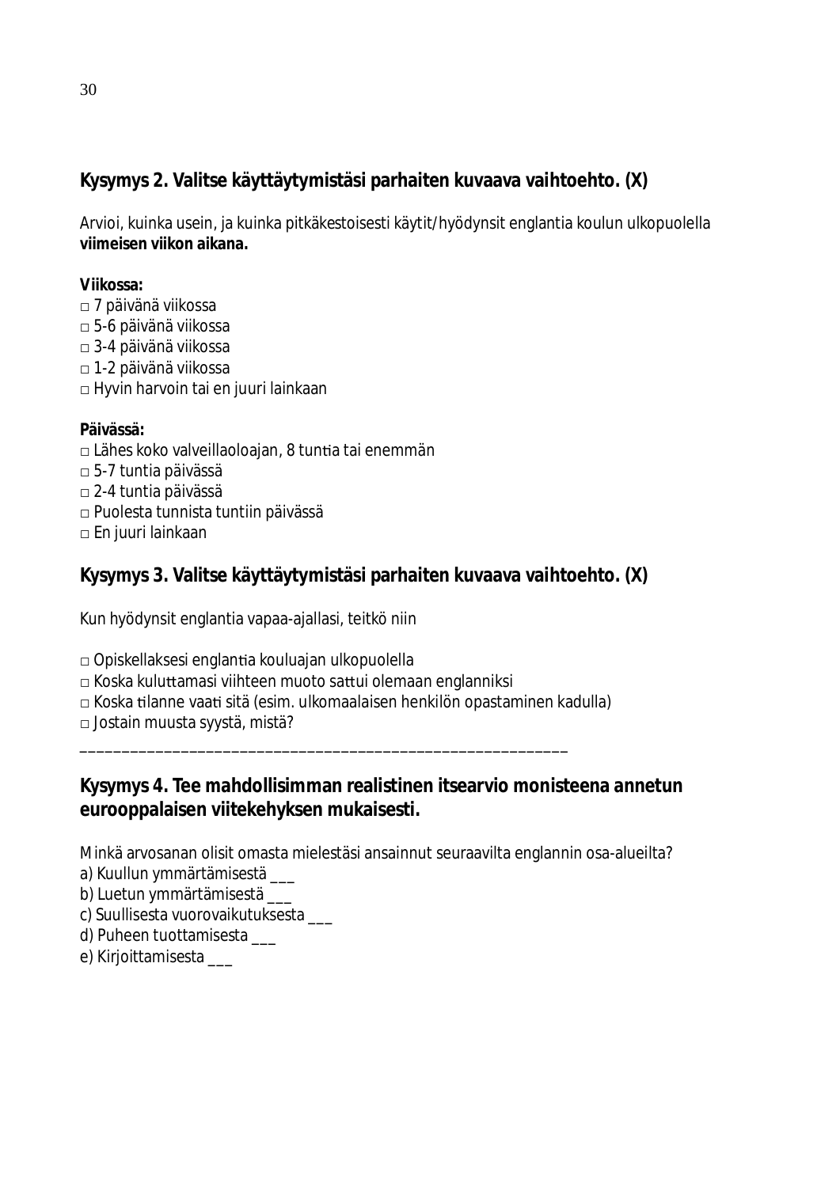## Kysymys 2. Valitse käyttäytymistäsi parhaiten kuvaava vaihtoehto. (X)

Arvioi, kuinka usein, ja kuinka pitkäkestoisesti käytit/hyödynsit englantia koulun ulkopuolella **viimeisen viikon aikana.**

**Viikossa:**

□ 7 päivänä viikossa
□ 5-6 päivänä viikossa
□ 3-4 päivänä viikossa
□ 1-2 päivänä viikossa
□ Hyvin harvoin tai en juuri lainkaan

**Päivässä:**

□ Lähes koko valveillaoloajan, 8 tuntia tai enemmän
□ 5-7 tuntia päivässä
□ 2-4 tuntia päivässä
□ Puolesta tunnista tuntiin päivässä
□ En juuri lainkaan

## Kysymys 3. Valitse käyttäytymistäsi parhaiten kuvaava vaihtoehto. (X)

Kun hyödynsit englantia vapaa-ajallasi, teitkö niin

□ Opiskellaksesi englantia kouluajan ulkopuolella
□ Koska kuluttamasi viihteen muoto sattui olemaan englanniksi
□ Koska tilanne vaati sitä (esim. ulkomaalaisen henkilön opastaminen kadulla)
□ Jostain muusta syystä, mistä?

____________________________________________________________

## Kysymys 4. Tee mahdollisimman realistinen itsearvio monisteena annetun eurooppalaisen viitekehyksen mukaisesti.

Minkä arvosanan olisit omasta mielestäsi ansainnut seuraavilta englannin osa-alueilta?

a) Kuullun ymmärtämisestä ___
b) Luetun ymmärtämisestä ___
c) Suullisesta vuorovaikutuksesta ___
d) Puheen tuottamisesta ___
e) Kirjoittamisesta ___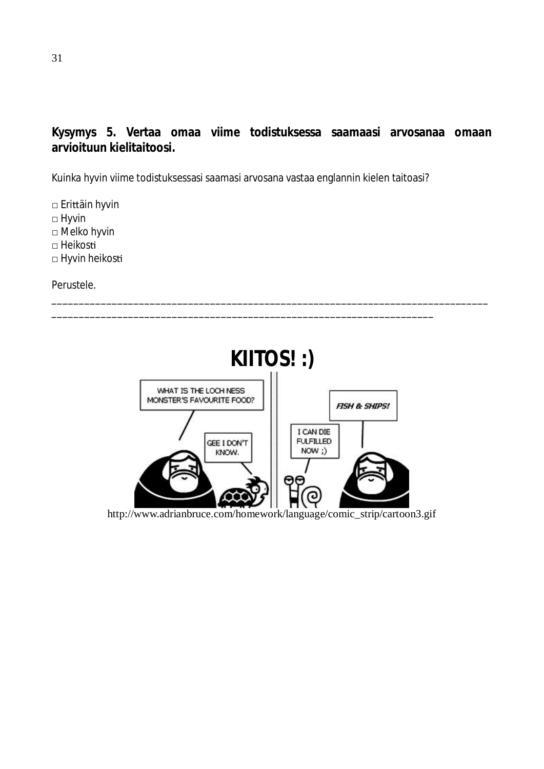**Kysymys 5. Vertaa omaa viime todistuksessa saamaasi arvosanaa omaan arvioituun kielitaitoosi.**

Kuinka hyvin viime todistuksessasi saamasi arvosana vastaa englannin kielen taitoasi?

□ Erittäin hyvin
□ Hyvin
□ Melko hyvin
□ Heikosti
□ Hyvin heikosti

Perustele.

______________________________________________________________________________
____________________________________________________________________

**KIITOS! :)**

http://www.adrianbruce.com/homework/language/comic_strip/cartoon3.gif